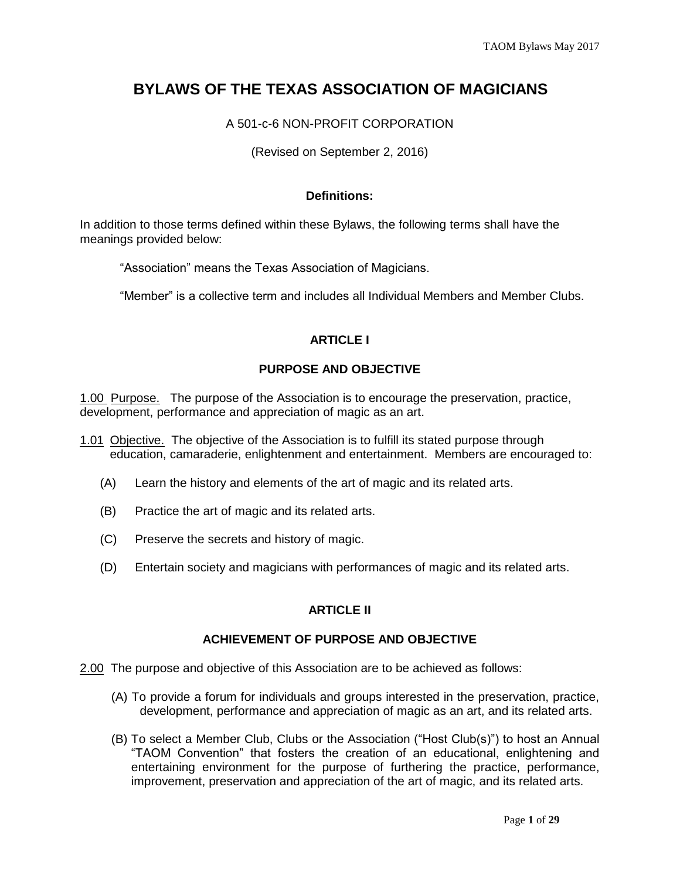# BYLAWS OF THE TEXAS ASSOCIATION OF MAGICIANS

A 501-c-6 NON-PROFIT CORPORATION

(Revised on September 2, 2016)

### Definitions:

In addition to those terms defined within these Bylaws, the following terms shall have the meanings provided below:

"Association" means the Texas Association of Magicians.

"Member" is a collective term and includes all Individual Members and Member Clubs.

## ARTICLE I

## PURPOSE AND OBJECTIVE

1.00 Purpose. The purpose of the Association is to encourage the preservation, practice, development, performance and appreciation of magic as an art.

1.01 Objective. The objective of the Association is to fulfill its stated purpose through education, camaraderie, enlightenment and entertainment. Members are encouraged to:

(A) Learn the history and elements of the art of magic and its related arts.

(B) Practice the art of magic and its related arts.

(C) Preserve the secrets and history of magic.

(D) Entertain society and magicians with performances of magic and its related arts.

## ARTICLE II

## ACHIEVEMENT OF PURPOSE AND OBJECTIVE

2.00 The purpose and objective of this Association are to be achieved as follows:

(A) To provide a forum for individuals and groups interested in the preservation, practice, development, performance and appreciation of magic as an art, and its related arts.

(B) To select a Member Club, Clubs or the Association ("Host Club(s)") to host an Annual "TAOM Convention" that fosters the creation of an educational, enlightening and entertaining environment for the purpose of furthering the practice, performance, improvement, preservation and appreciation of the art of magic, and its related arts.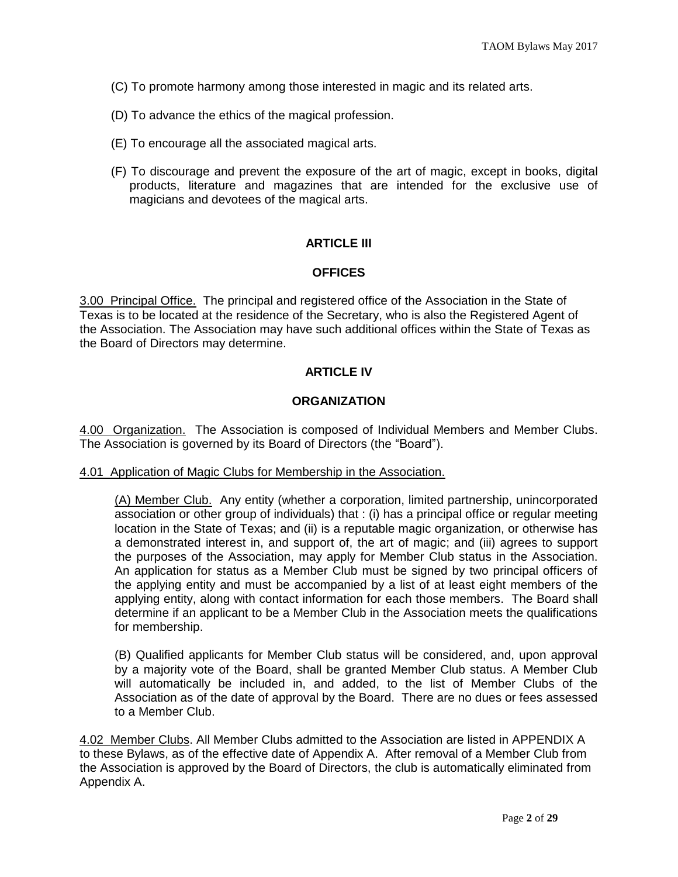(C) To promote harmony among those interested in magic and its related arts.

(D) To advance the ethics of the magical profession.

(E) To encourage all the associated magical arts.

(F) To discourage and prevent the exposure of the art of magic, except in books, digital products, literature and magazines that are intended for the exclusive use of magicians and devotees of the magical arts.

## ARTICLE III

## OFFICES

3.00 Principal Office. The principal and registered office of the Association in the State of Texas is to be located at the residence of the Secretary, who is also the Registered Agent of the Association. The Association may have such additional offices within the State of Texas as the Board of Directors may determine.

## ARTICLE IV

## ORGANIZATION

4.00 Organization. The Association is composed of Individual Members and Member Clubs. The Association is governed by its Board of Directors (the "Board").

4.01 Application of Magic Clubs for Membership in the Association.

(A) Member Club. Any entity (whether a corporation, limited partnership, unincorporated association or other group of individuals) that : (i) has a principal office or regular meeting location in the State of Texas; and (ii) is a reputable magic organization, or otherwise has a demonstrated interest in, and support of, the art of magic; and (iii) agrees to support the purposes of the Association, may apply for Member Club status in the Association. An application for status as a Member Club must be signed by two principal officers of the applying entity and must be accompanied by a list of at least eight members of the applying entity, along with contact information for each those members. The Board shall determine if an applicant to be a Member Club in the Association meets the qualifications for membership.

(B) Qualified applicants for Member Club status will be considered, and, upon approval by a majority vote of the Board, shall be granted Member Club status. A Member Club will automatically be included in, and added, to the list of Member Clubs of the Association as of the date of approval by the Board. There are no dues or fees assessed to a Member Club.

4.02 Member Clubs. All Member Clubs admitted to the Association are listed in APPENDIX A to these Bylaws, as of the effective date of Appendix A. After removal of a Member Club from the Association is approved by the Board of Directors, the club is automatically eliminated from Appendix A.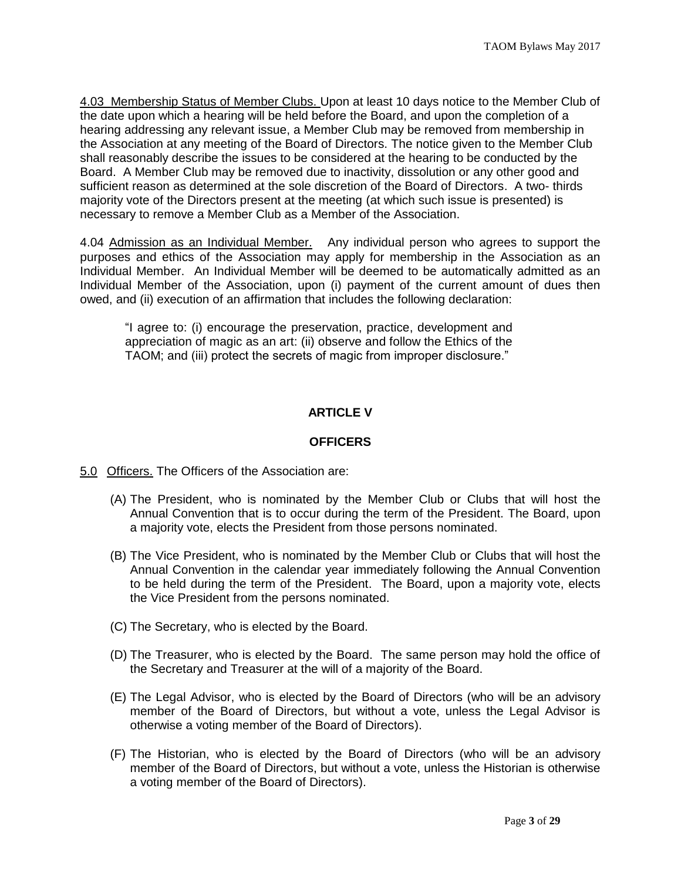4.03 Membership Status of Member Clubs. Upon at least 10 days notice to the Member Club of the date upon which a hearing will be held before the Board, and upon the completion of a hearing addressing any relevant issue, a Member Club may be removed from membership in the Association at any meeting of the Board of Directors. The notice given to the Member Club shall reasonably describe the issues to be considered at the hearing to be conducted by the Board. A Member Club may be removed due to inactivity, dissolution or any other good and sufficient reason as determined at the sole discretion of the Board of Directors. A two- thirds majority vote of the Directors present at the meeting (at which such issue is presented) is necessary to remove a Member Club as a Member of the Association.

4.04 Admission as an Individual Member. Any individual person who agrees to support the purposes and ethics of the Association may apply for membership in the Association as an Individual Member. An Individual Member will be deemed to be automatically admitted as an Individual Member of the Association, upon (i) payment of the current amount of dues then owed, and (ii) execution of an affirmation that includes the following declaration:

> "I agree to: (i) encourage the preservation, practice, development and appreciation of magic as an art: (ii) observe and follow the Ethics of the TAOM; and (iii) protect the secrets of magic from improper disclosure."

## ARTICLE V

## OFFICERS

5.0 Officers. The Officers of the Association are:

(A) The President, who is nominated by the Member Club or Clubs that will host the Annual Convention that is to occur during the term of the President. The Board, upon a majority vote, elects the President from those persons nominated.

(B) The Vice President, who is nominated by the Member Club or Clubs that will host the Annual Convention in the calendar year immediately following the Annual Convention to be held during the term of the President. The Board, upon a majority vote, elects the Vice President from the persons nominated.

(C) The Secretary, who is elected by the Board.

(D) The Treasurer, who is elected by the Board. The same person may hold the office of the Secretary and Treasurer at the will of a majority of the Board.

(E) The Legal Advisor, who is elected by the Board of Directors (who will be an advisory member of the Board of Directors, but without a vote, unless the Legal Advisor is otherwise a voting member of the Board of Directors).

(F) The Historian, who is elected by the Board of Directors (who will be an advisory member of the Board of Directors, but without a vote, unless the Historian is otherwise a voting member of the Board of Directors).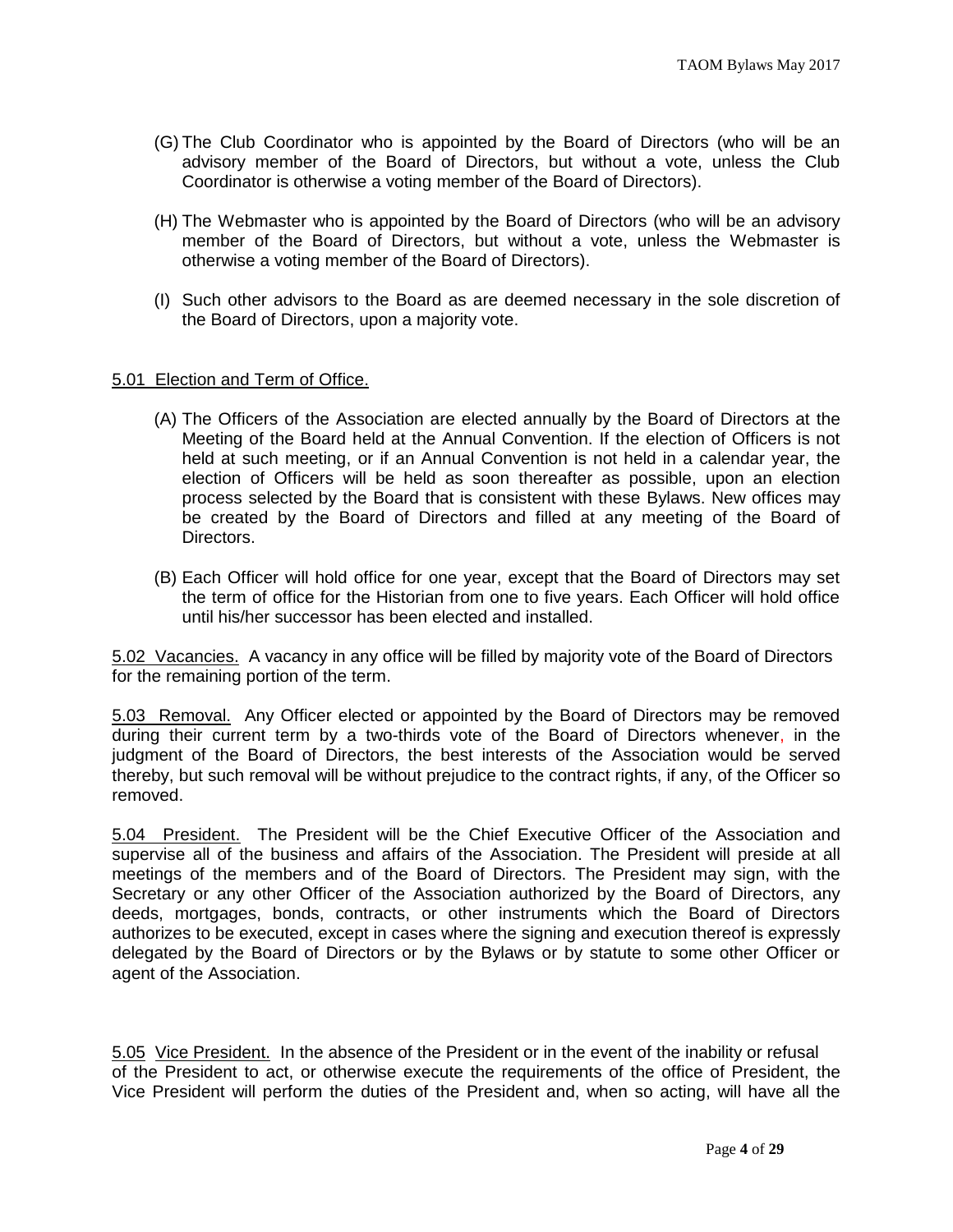(G) The Club Coordinator who is appointed by the Board of Directors (who will be an advisory member of the Board of Directors, but without a vote, unless the Club Coordinator is otherwise a voting member of the Board of Directors).

(H) The Webmaster who is appointed by the Board of Directors (who will be an advisory member of the Board of Directors, but without a vote, unless the Webmaster is otherwise a voting member of the Board of Directors).

(I) Such other advisors to the Board as are deemed necessary in the sole discretion of the Board of Directors, upon a majority vote.

5.01 Election and Term of Office.

(A) The Officers of the Association are elected annually by the Board of Directors at the Meeting of the Board held at the Annual Convention. If the election of Officers is not held at such meeting, or if an Annual Convention is not held in a calendar year, the election of Officers will be held as soon thereafter as possible, upon an election process selected by the Board that is consistent with these Bylaws. New offices may be created by the Board of Directors and filled at any meeting of the Board of Directors.

(B) Each Officer will hold office for one year, except that the Board of Directors may set the term of office for the Historian from one to five years. Each Officer will hold office until his/her successor has been elected and installed.

5.02 Vacancies. A vacancy in any office will be filled by majority vote of the Board of Directors for the remaining portion of the term.

5.03 Removal. Any Officer elected or appointed by the Board of Directors may be removed during their current term by a two-thirds vote of the Board of Directors whenever, in the judgment of the Board of Directors, the best interests of the Association would be served thereby, but such removal will be without prejudice to the contract rights, if any, of the Officer so removed.

5.04 President. The President will be the Chief Executive Officer of the Association and supervise all of the business and affairs of the Association. The President will preside at all meetings of the members and of the Board of Directors. The President may sign, with the Secretary or any other Officer of the Association authorized by the Board of Directors, any deeds, mortgages, bonds, contracts, or other instruments which the Board of Directors authorizes to be executed, except in cases where the signing and execution thereof is expressly delegated by the Board of Directors or by the Bylaws or by statute to some other Officer or agent of the Association.

5.05 Vice President. In the absence of the President or in the event of the inability or refusal of the President to act, or otherwise execute the requirements of the office of President, the Vice President will perform the duties of the President and, when so acting, will have all the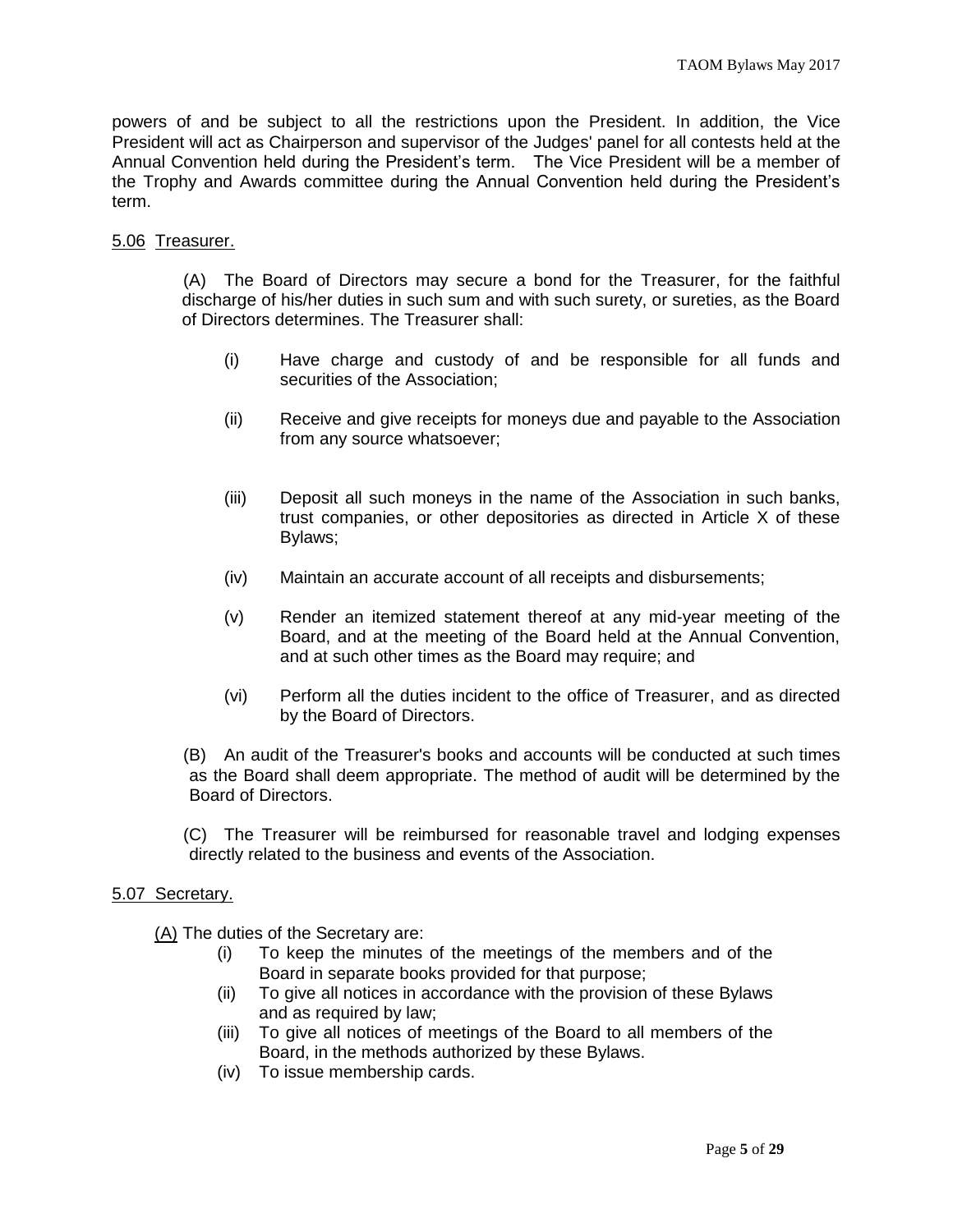powers of and be subject to all the restrictions upon the President. In addition, the Vice President will act as Chairperson and supervisor of the Judges' panel for all contests held at the Annual Convention held during the President's term. The Vice President will be a member of the Trophy and Awards committee during the Annual Convention held during the President's term.

5.06 Treasurer.

(A) The Board of Directors may secure a bond for the Treasurer, for the faithful discharge of his/her duties in such sum and with such surety, or sureties, as the Board of Directors determines. The Treasurer shall:

- (i) Have charge and custody of and be responsible for all funds and securities of the Association;
- (ii) Receive and give receipts for moneys due and payable to the Association from any source whatsoever;
- (iii) Deposit all such moneys in the name of the Association in such banks, trust companies, or other depositories as directed in Article X of these Bylaws;
- (iv) Maintain an accurate account of all receipts and disbursements;
- (v) Render an itemized statement thereof at any mid-year meeting of the Board, and at the meeting of the Board held at the Annual Convention, and at such other times as the Board may require; and
- (vi) Perform all the duties incident to the office of Treasurer, and as directed by the Board of Directors.

(B) An audit of the Treasurer's books and accounts will be conducted at such times as the Board shall deem appropriate. The method of audit will be determined by the Board of Directors.

(C) The Treasurer will be reimbursed for reasonable travel and lodging expenses directly related to the business and events of the Association.

5.07 Secretary.

(A) The duties of the Secretary are:

- (i) To keep the minutes of the meetings of the members and of the Board in separate books provided for that purpose;
- (ii) To give all notices in accordance with the provision of these Bylaws and as required by law;
- (iii) To give all notices of meetings of the Board to all members of the Board, in the methods authorized by these Bylaws.
- (iv) To issue membership cards.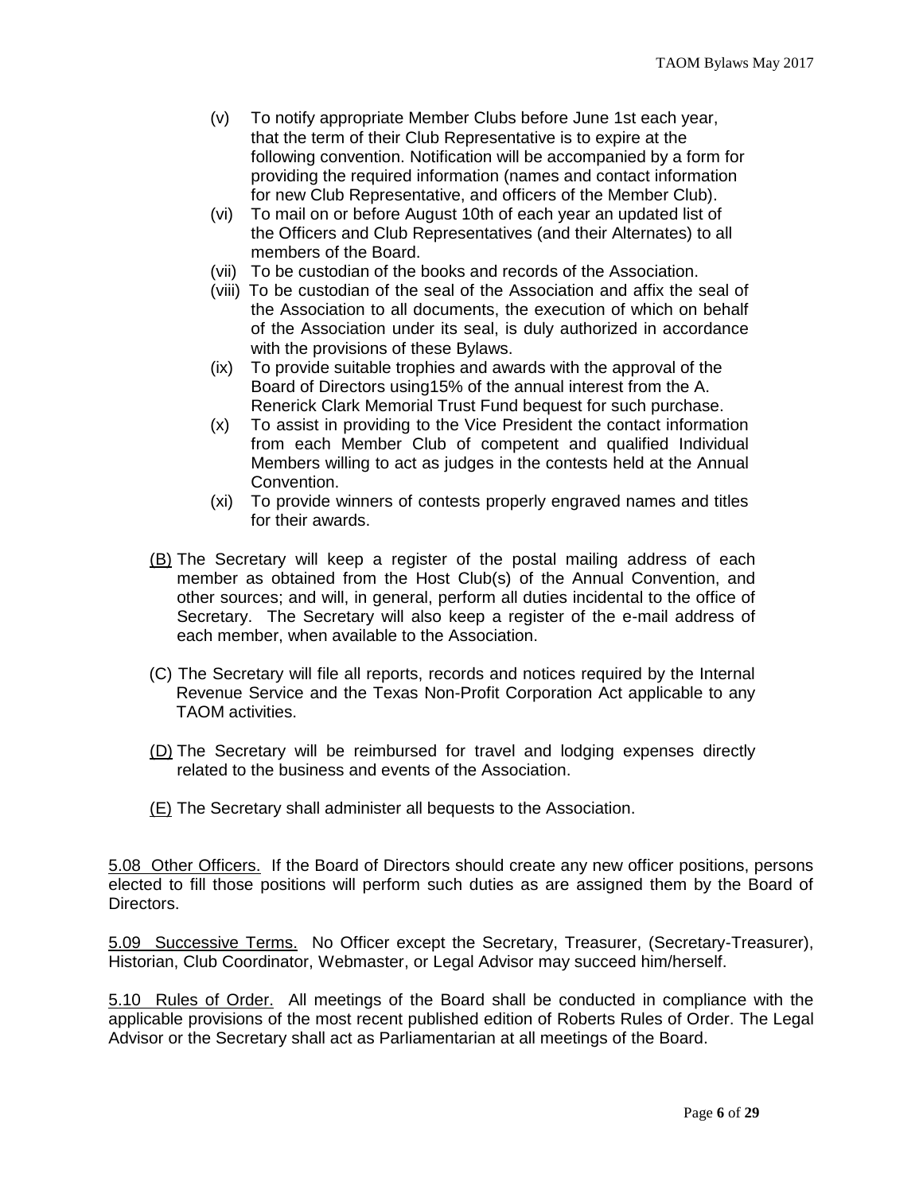(v) To notify appropriate Member Clubs before June 1st each year, that the term of their Club Representative is to expire at the following convention. Notification will be accompanied by a form for providing the required information (names and contact information for new Club Representative, and officers of the Member Club).

(vi) To mail on or before August 10th of each year an updated list of the Officers and Club Representatives (and their Alternates) to all members of the Board.

(vii) To be custodian of the books and records of the Association.

(viii) To be custodian of the seal of the Association and affix the seal of the Association to all documents, the execution of which on behalf of the Association under its seal, is duly authorized in accordance with the provisions of these Bylaws.

(ix) To provide suitable trophies and awards with the approval of the Board of Directors using15% of the annual interest from the A. Renerick Clark Memorial Trust Fund bequest for such purchase.

(x) To assist in providing to the Vice President the contact information from each Member Club of competent and qualified Individual Members willing to act as judges in the contests held at the Annual Convention.

(xi) To provide winners of contests properly engraved names and titles for their awards.

<u>(B)</u> The Secretary will keep a register of the postal mailing address of each member as obtained from the Host Club(s) of the Annual Convention, and other sources; and will, in general, perform all duties incidental to the office of Secretary. The Secretary will also keep a register of the e-mail address of each member, when available to the Association.

(C) The Secretary will file all reports, records and notices required by the Internal Revenue Service and the Texas Non-Profit Corporation Act applicable to any TAOM activities.

<u>(D)</u> The Secretary will be reimbursed for travel and lodging expenses directly related to the business and events of the Association.

<u>(E)</u> The Secretary shall administer all bequests to the Association.

<u>5.08 Other Officers.</u> If the Board of Directors should create any new officer positions, persons elected to fill those positions will perform such duties as are assigned them by the Board of Directors.

<u>5.09 Successive Terms.</u> No Officer except the Secretary, Treasurer, (Secretary-Treasurer), Historian, Club Coordinator, Webmaster, or Legal Advisor may succeed him/herself.

<u>5.10 Rules of Order.</u> All meetings of the Board shall be conducted in compliance with the applicable provisions of the most recent published edition of Roberts Rules of Order. The Legal Advisor or the Secretary shall act as Parliamentarian at all meetings of the Board.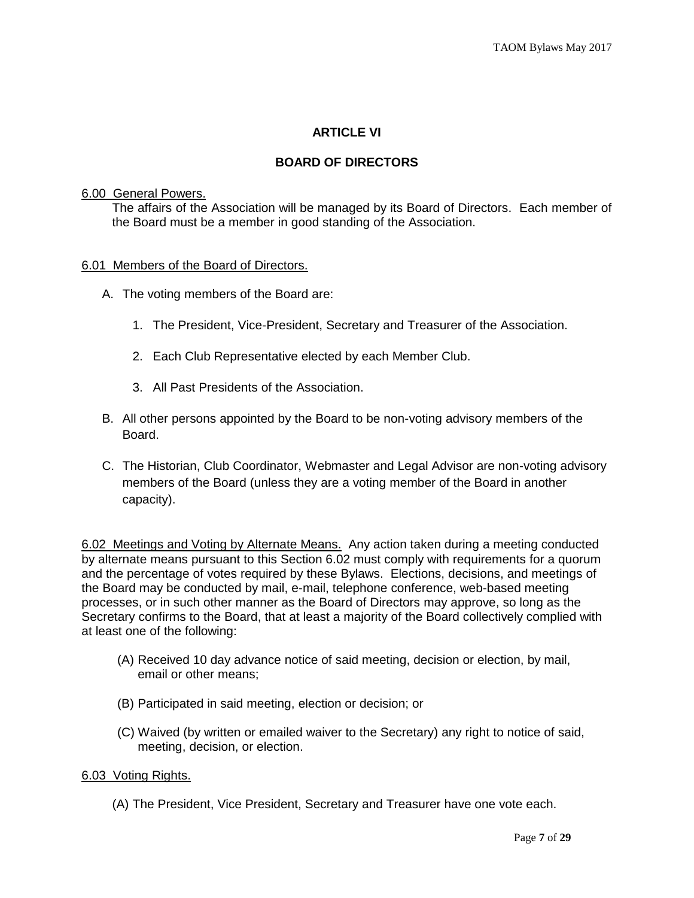## ARTICLE VI

## BOARD OF DIRECTORS

6.00 General Powers.

The affairs of the Association will be managed by its Board of Directors. Each member of the Board must be a member in good standing of the Association.

6.01 Members of the Board of Directors.

A. The voting members of the Board are:

1. The President, Vice-President, Secretary and Treasurer of the Association.
2. Each Club Representative elected by each Member Club.
3. All Past Presidents of the Association.

B. All other persons appointed by the Board to be non-voting advisory members of the Board.

C. The Historian, Club Coordinator, Webmaster and Legal Advisor are non-voting advisory members of the Board (unless they are a voting member of the Board in another capacity).

6.02 Meetings and Voting by Alternate Means. Any action taken during a meeting conducted by alternate means pursuant to this Section 6.02 must comply with requirements for a quorum and the percentage of votes required by these Bylaws. Elections, decisions, and meetings of the Board may be conducted by mail, e-mail, telephone conference, web-based meeting processes, or in such other manner as the Board of Directors may approve, so long as the Secretary confirms to the Board, that at least a majority of the Board collectively complied with at least one of the following:

(A) Received 10 day advance notice of said meeting, decision or election, by mail, email or other means;

(B) Participated in said meeting, election or decision; or

(C) Waived (by written or emailed waiver to the Secretary) any right to notice of said, meeting, decision, or election.

6.03 Voting Rights.

(A) The President, Vice President, Secretary and Treasurer have one vote each.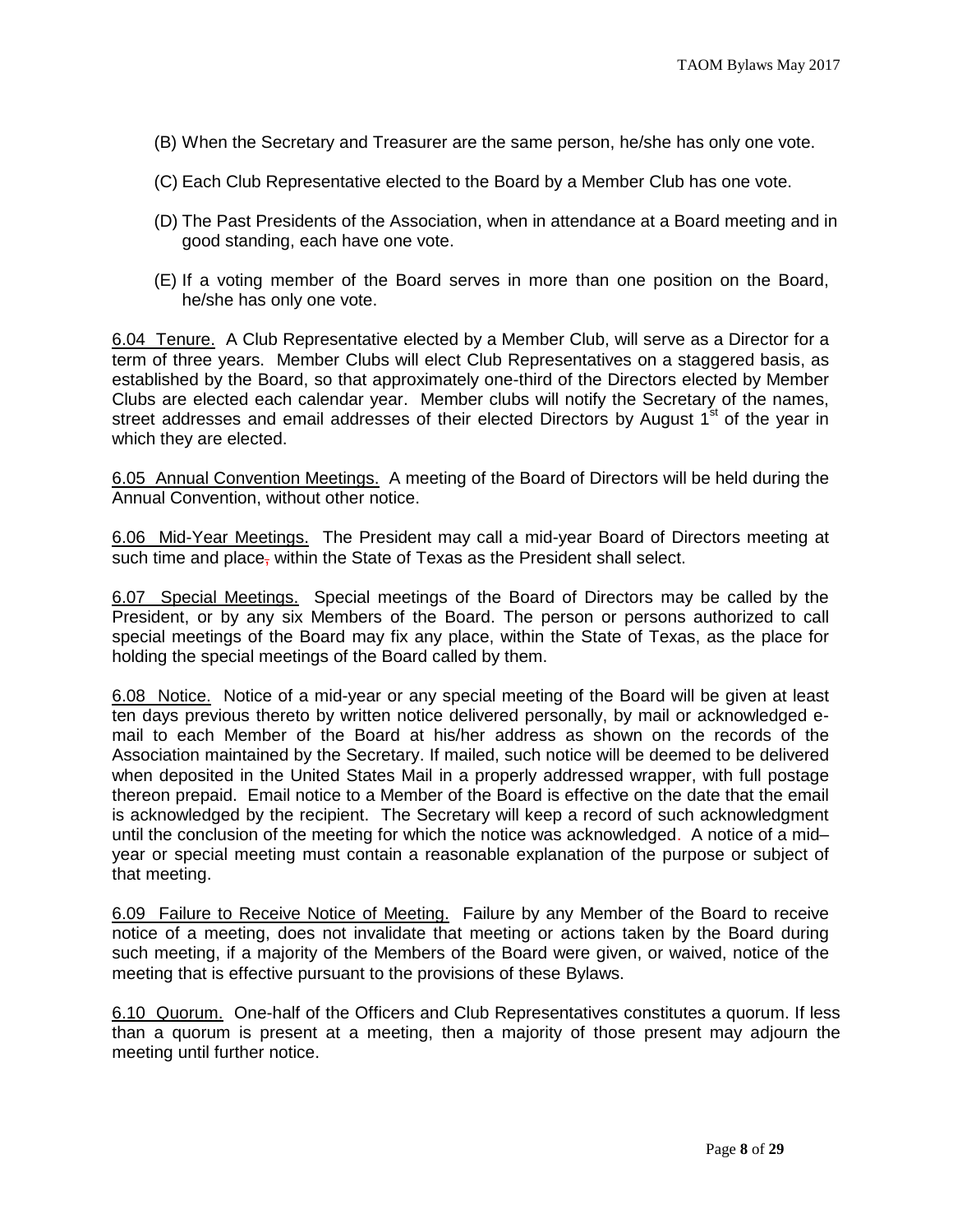(B) When the Secretary and Treasurer are the same person, he/she has only one vote.

(C) Each Club Representative elected to the Board by a Member Club has one vote.

(D) The Past Presidents of the Association, when in attendance at a Board meeting and in good standing, each have one vote.

(E) If a voting member of the Board serves in more than one position on the Board, he/she has only one vote.

<u>6.04 Tenure.</u> A Club Representative elected by a Member Club, will serve as a Director for a term of three years. Member Clubs will elect Club Representatives on a staggered basis, as established by the Board, so that approximately one-third of the Directors elected by Member Clubs are elected each calendar year. Member clubs will notify the Secretary of the names, street addresses and email addresses of their elected Directors by August 1st of the year in which they are elected.

<u>6.05 Annual Convention Meetings.</u> A meeting of the Board of Directors will be held during the Annual Convention, without other notice.

<u>6.06 Mid-Year Meetings.</u> The President may call a mid-year Board of Directors meeting at such time and place, within the State of Texas as the President shall select.

<u>6.07 Special Meetings.</u> Special meetings of the Board of Directors may be called by the President, or by any six Members of the Board. The person or persons authorized to call special meetings of the Board may fix any place, within the State of Texas, as the place for holding the special meetings of the Board called by them.

<u>6.08 Notice.</u> Notice of a mid-year or any special meeting of the Board will be given at least ten days previous thereto by written notice delivered personally, by mail or acknowledged e-mail to each Member of the Board at his/her address as shown on the records of the Association maintained by the Secretary. If mailed, such notice will be deemed to be delivered when deposited in the United States Mail in a properly addressed wrapper, with full postage thereon prepaid. Email notice to a Member of the Board is effective on the date that the email is acknowledged by the recipient. The Secretary will keep a record of such acknowledgment until the conclusion of the meeting for which the notice was acknowledged. A notice of a mid–year or special meeting must contain a reasonable explanation of the purpose or subject of that meeting.

<u>6.09 Failure to Receive Notice of Meeting.</u> Failure by any Member of the Board to receive notice of a meeting, does not invalidate that meeting or actions taken by the Board during such meeting, if a majority of the Members of the Board were given, or waived, notice of the meeting that is effective pursuant to the provisions of these Bylaws.

<u>6.10 Quorum.</u> One-half of the Officers and Club Representatives constitutes a quorum. If less than a quorum is present at a meeting, then a majority of those present may adjourn the meeting until further notice.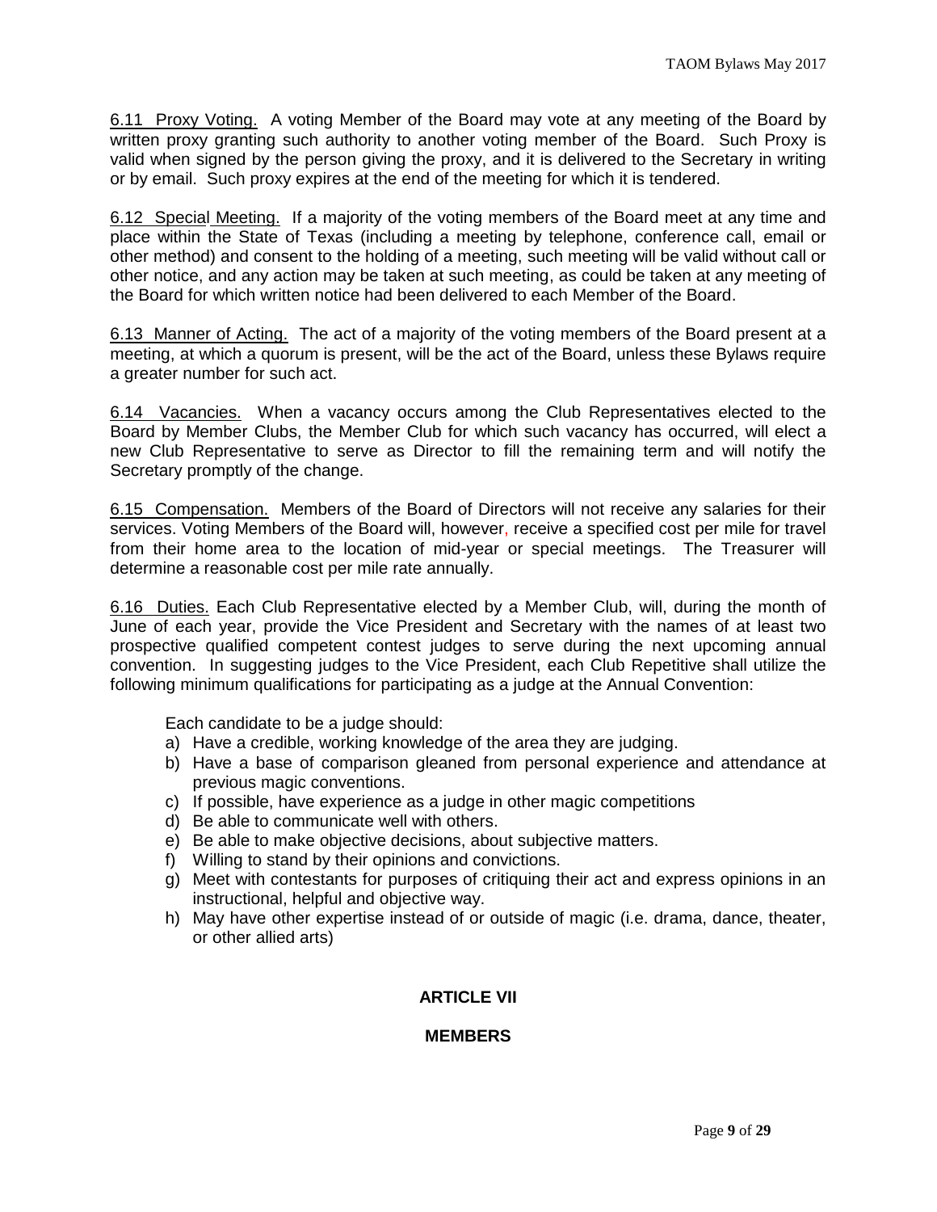6.11 Proxy Voting. A voting Member of the Board may vote at any meeting of the Board by written proxy granting such authority to another voting member of the Board. Such Proxy is valid when signed by the person giving the proxy, and it is delivered to the Secretary in writing or by email. Such proxy expires at the end of the meeting for which it is tendered.

6.12 Special Meeting. If a majority of the voting members of the Board meet at any time and place within the State of Texas (including a meeting by telephone, conference call, email or other method) and consent to the holding of a meeting, such meeting will be valid without call or other notice, and any action may be taken at such meeting, as could be taken at any meeting of the Board for which written notice had been delivered to each Member of the Board.

6.13 Manner of Acting. The act of a majority of the voting members of the Board present at a meeting, at which a quorum is present, will be the act of the Board, unless these Bylaws require a greater number for such act.

6.14 Vacancies. When a vacancy occurs among the Club Representatives elected to the Board by Member Clubs, the Member Club for which such vacancy has occurred, will elect a new Club Representative to serve as Director to fill the remaining term and will notify the Secretary promptly of the change.

6.15 Compensation. Members of the Board of Directors will not receive any salaries for their services. Voting Members of the Board will, however, receive a specified cost per mile for travel from their home area to the location of mid-year or special meetings. The Treasurer will determine a reasonable cost per mile rate annually.

6.16 Duties. Each Club Representative elected by a Member Club, will, during the month of June of each year, provide the Vice President and Secretary with the names of at least two prospective qualified competent contest judges to serve during the next upcoming annual convention. In suggesting judges to the Vice President, each Club Repetitive shall utilize the following minimum qualifications for participating as a judge at the Annual Convention:

Each candidate to be a judge should:

a) Have a credible, working knowledge of the area they are judging.
b) Have a base of comparison gleaned from personal experience and attendance at previous magic conventions.
c) If possible, have experience as a judge in other magic competitions
d) Be able to communicate well with others.
e) Be able to make objective decisions, about subjective matters.
f) Willing to stand by their opinions and convictions.
g) Meet with contestants for purposes of critiquing their act and express opinions in an instructional, helpful and objective way.
h) May have other expertise instead of or outside of magic (i.e. drama, dance, theater, or other allied arts)

## ARTICLE VII

## MEMBERS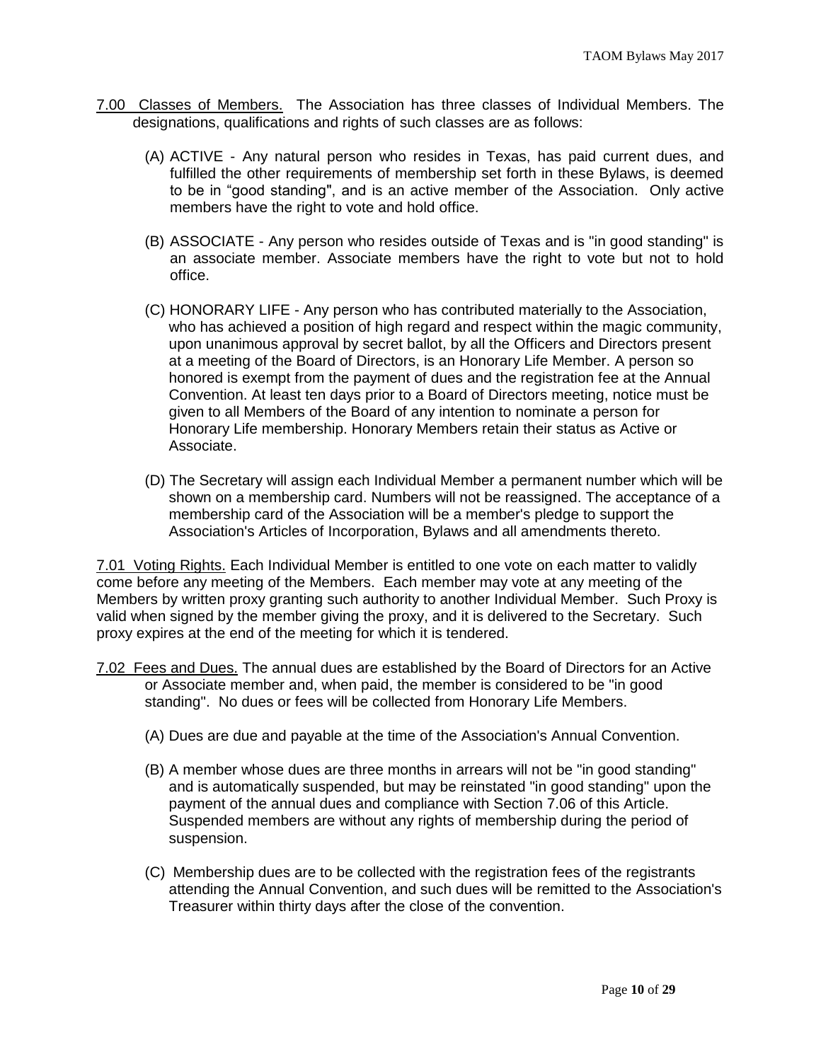7.00 Classes of Members. The Association has three classes of Individual Members. The designations, qualifications and rights of such classes are as follows:

(A) ACTIVE - Any natural person who resides in Texas, has paid current dues, and fulfilled the other requirements of membership set forth in these Bylaws, is deemed to be in “good standing", and is an active member of the Association. Only active members have the right to vote and hold office.

(B) ASSOCIATE - Any person who resides outside of Texas and is "in good standing" is an associate member. Associate members have the right to vote but not to hold office.

(C) HONORARY LIFE - Any person who has contributed materially to the Association, who has achieved a position of high regard and respect within the magic community, upon unanimous approval by secret ballot, by all the Officers and Directors present at a meeting of the Board of Directors, is an Honorary Life Member. A person so honored is exempt from the payment of dues and the registration fee at the Annual Convention. At least ten days prior to a Board of Directors meeting, notice must be given to all Members of the Board of any intention to nominate a person for Honorary Life membership. Honorary Members retain their status as Active or Associate.

(D) The Secretary will assign each Individual Member a permanent number which will be shown on a membership card. Numbers will not be reassigned. The acceptance of a membership card of the Association will be a member's pledge to support the Association's Articles of Incorporation, Bylaws and all amendments thereto.

7.01 Voting Rights. Each Individual Member is entitled to one vote on each matter to validly come before any meeting of the Members. Each member may vote at any meeting of the Members by written proxy granting such authority to another Individual Member. Such Proxy is valid when signed by the member giving the proxy, and it is delivered to the Secretary. Such proxy expires at the end of the meeting for which it is tendered.

7.02 Fees and Dues. The annual dues are established by the Board of Directors for an Active or Associate member and, when paid, the member is considered to be "in good standing". No dues or fees will be collected from Honorary Life Members.

(A) Dues are due and payable at the time of the Association's Annual Convention.

(B) A member whose dues are three months in arrears will not be "in good standing" and is automatically suspended, but may be reinstated "in good standing" upon the payment of the annual dues and compliance with Section 7.06 of this Article. Suspended members are without any rights of membership during the period of suspension.

(C) Membership dues are to be collected with the registration fees of the registrants attending the Annual Convention, and such dues will be remitted to the Association's Treasurer within thirty days after the close of the convention.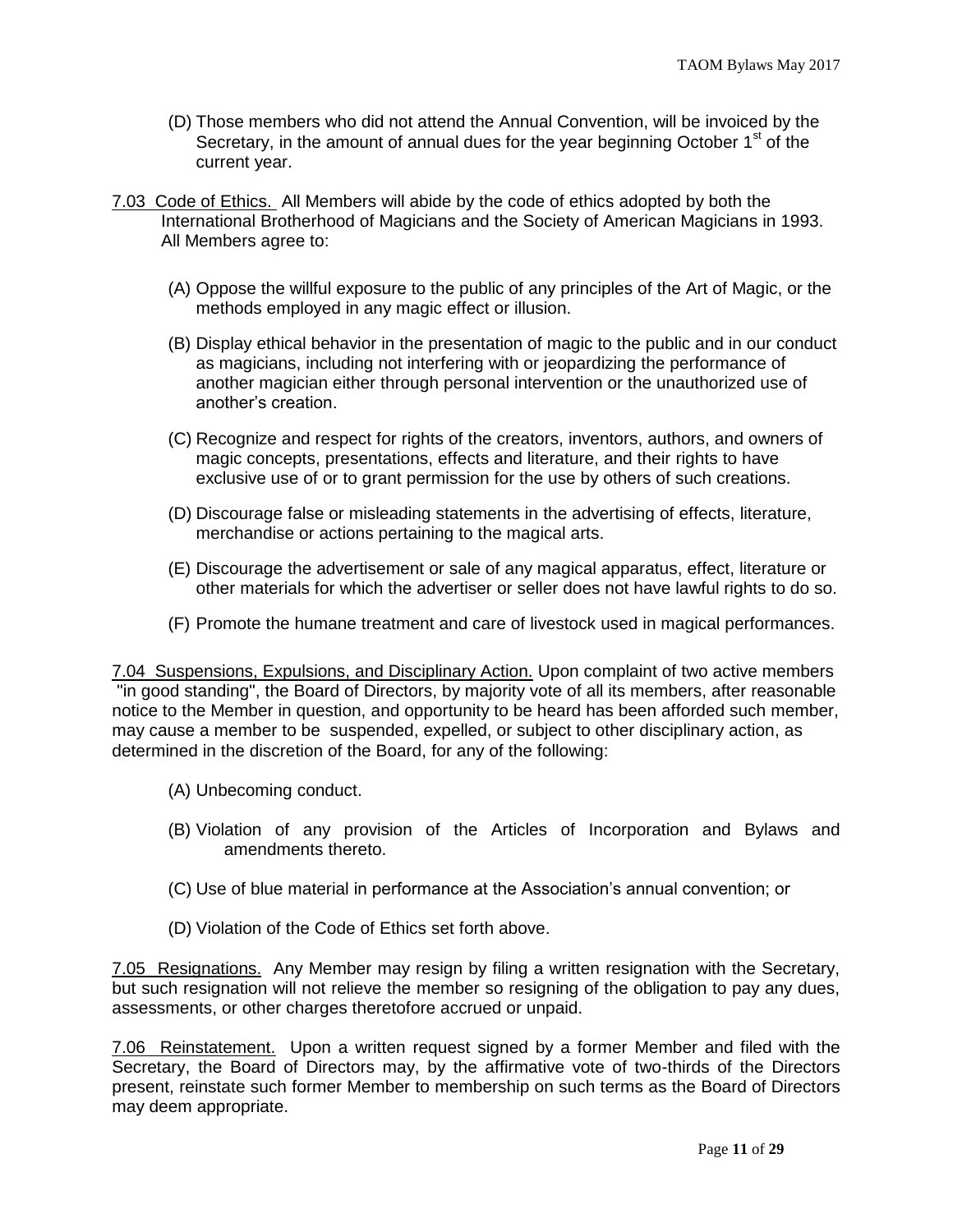(D) Those members who did not attend the Annual Convention, will be invoiced by the Secretary, in the amount of annual dues for the year beginning October 1st of the current year.

<u>7.03 Code of Ethics.</u> All Members will abide by the code of ethics adopted by both the International Brotherhood of Magicians and the Society of American Magicians in 1993. All Members agree to:

(A) Oppose the willful exposure to the public of any principles of the Art of Magic, or the methods employed in any magic effect or illusion.

(B) Display ethical behavior in the presentation of magic to the public and in our conduct as magicians, including not interfering with or jeopardizing the performance of another magician either through personal intervention or the unauthorized use of another's creation.

(C) Recognize and respect for rights of the creators, inventors, authors, and owners of magic concepts, presentations, effects and literature, and their rights to have exclusive use of or to grant permission for the use by others of such creations.

(D) Discourage false or misleading statements in the advertising of effects, literature, merchandise or actions pertaining to the magical arts.

(E) Discourage the advertisement or sale of any magical apparatus, effect, literature or other materials for which the advertiser or seller does not have lawful rights to do so.

(F) Promote the humane treatment and care of livestock used in magical performances.

<u>7.04 Suspensions, Expulsions, and Disciplinary Action.</u> Upon complaint of two active members "in good standing", the Board of Directors, by majority vote of all its members, after reasonable notice to the Member in question, and opportunity to be heard has been afforded such member, may cause a member to be suspended, expelled, or subject to other disciplinary action, as determined in the discretion of the Board, for any of the following:

(A) Unbecoming conduct.

(B) Violation of any provision of the Articles of Incorporation and Bylaws and amendments thereto.

(C) Use of blue material in performance at the Association's annual convention; or

(D) Violation of the Code of Ethics set forth above.

<u>7.05 Resignations.</u> Any Member may resign by filing a written resignation with the Secretary, but such resignation will not relieve the member so resigning of the obligation to pay any dues, assessments, or other charges theretofore accrued or unpaid.

<u>7.06 Reinstatement.</u> Upon a written request signed by a former Member and filed with the Secretary, the Board of Directors may, by the affirmative vote of two-thirds of the Directors present, reinstate such former Member to membership on such terms as the Board of Directors may deem appropriate.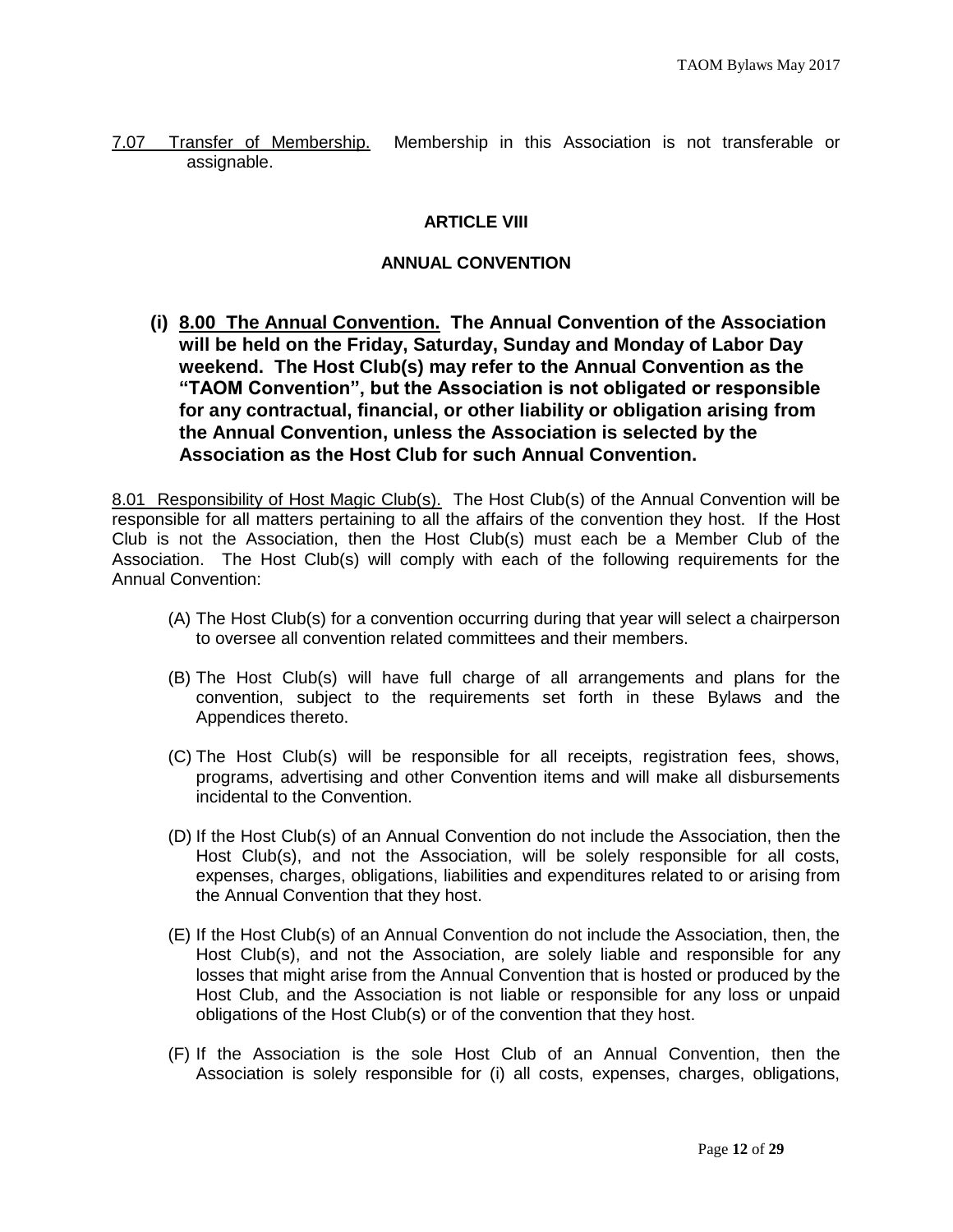<u>7.07 Transfer of Membership.</u> Membership in this Association is not transferable or assignable.

## ARTICLE VIII

## ANNUAL CONVENTION

**(i) <u>8.00 The Annual Convention.</u> The Annual Convention of the Association will be held on the Friday, Saturday, Sunday and Monday of Labor Day weekend. The Host Club(s) may refer to the Annual Convention as the "TAOM Convention", but the Association is not obligated or responsible for any contractual, financial, or other liability or obligation arising from the Annual Convention, unless the Association is selected by the Association as the Host Club for such Annual Convention.**

<u>8.01 Responsibility of Host Magic Club(s).</u> The Host Club(s) of the Annual Convention will be responsible for all matters pertaining to all the affairs of the convention they host. If the Host Club is not the Association, then the Host Club(s) must each be a Member Club of the Association. The Host Club(s) will comply with each of the following requirements for the Annual Convention:

(A) The Host Club(s) for a convention occurring during that year will select a chairperson to oversee all convention related committees and their members.

(B) The Host Club(s) will have full charge of all arrangements and plans for the convention, subject to the requirements set forth in these Bylaws and the Appendices thereto.

(C) The Host Club(s) will be responsible for all receipts, registration fees, shows, programs, advertising and other Convention items and will make all disbursements incidental to the Convention.

(D) If the Host Club(s) of an Annual Convention do not include the Association, then the Host Club(s), and not the Association, will be solely responsible for all costs, expenses, charges, obligations, liabilities and expenditures related to or arising from the Annual Convention that they host.

(E) If the Host Club(s) of an Annual Convention do not include the Association, then, the Host Club(s), and not the Association, are solely liable and responsible for any losses that might arise from the Annual Convention that is hosted or produced by the Host Club, and the Association is not liable or responsible for any loss or unpaid obligations of the Host Club(s) or of the convention that they host.

(F) If the Association is the sole Host Club of an Annual Convention, then the Association is solely responsible for (i) all costs, expenses, charges, obligations,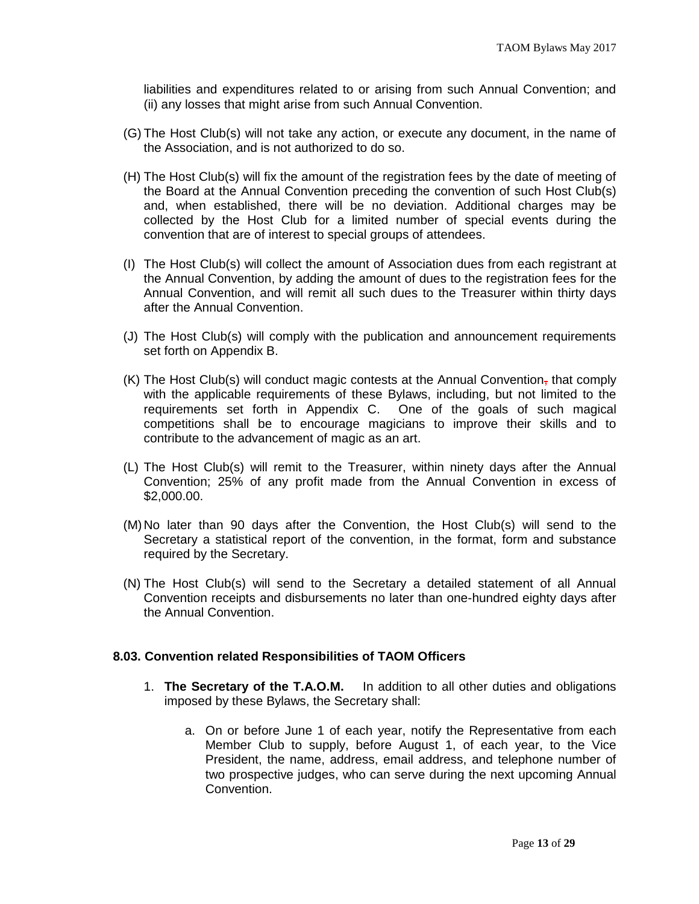liabilities and expenditures related to or arising from such Annual Convention; and (ii) any losses that might arise from such Annual Convention.

(G) The Host Club(s) will not take any action, or execute any document, in the name of the Association, and is not authorized to do so.

(H) The Host Club(s) will fix the amount of the registration fees by the date of meeting of the Board at the Annual Convention preceding the convention of such Host Club(s) and, when established, there will be no deviation. Additional charges may be collected by the Host Club for a limited number of special events during the convention that are of interest to special groups of attendees.

(I) The Host Club(s) will collect the amount of Association dues from each registrant at the Annual Convention, by adding the amount of dues to the registration fees for the Annual Convention, and will remit all such dues to the Treasurer within thirty days after the Annual Convention.

(J) The Host Club(s) will comply with the publication and announcement requirements set forth on Appendix B.

(K) The Host Club(s) will conduct magic contests at the Annual Convention, that comply with the applicable requirements of these Bylaws, including, but not limited to the requirements set forth in Appendix C. One of the goals of such magical competitions shall be to encourage magicians to improve their skills and to contribute to the advancement of magic as an art.

(L) The Host Club(s) will remit to the Treasurer, within ninety days after the Annual Convention; 25% of any profit made from the Annual Convention in excess of $2,000.00.

(M) No later than 90 days after the Convention, the Host Club(s) will send to the Secretary a statistical report of the convention, in the format, form and substance required by the Secretary.

(N) The Host Club(s) will send to the Secretary a detailed statement of all Annual Convention receipts and disbursements no later than one-hundred eighty days after the Annual Convention.

### 8.03. Convention related Responsibilities of TAOM Officers

1. **The Secretary of the T.A.O.M.** In addition to all other duties and obligations imposed by these Bylaws, the Secretary shall:

   a. On or before June 1 of each year, notify the Representative from each Member Club to supply, before August 1, of each year, to the Vice President, the name, address, email address, and telephone number of two prospective judges, who can serve during the next upcoming Annual Convention.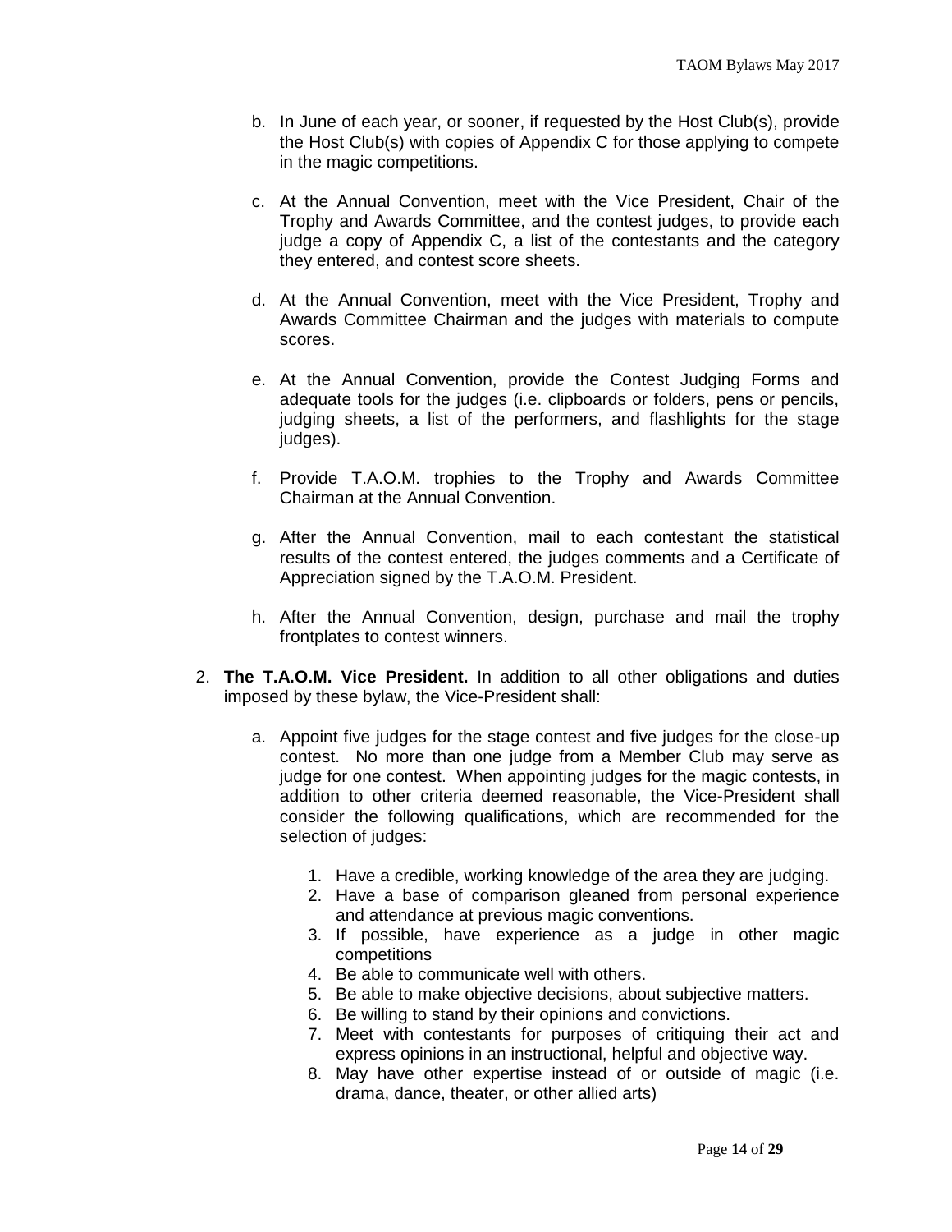b. In June of each year, or sooner, if requested by the Host Club(s), provide the Host Club(s) with copies of Appendix C for those applying to compete in the magic competitions.

c. At the Annual Convention, meet with the Vice President, Chair of the Trophy and Awards Committee, and the contest judges, to provide each judge a copy of Appendix C, a list of the contestants and the category they entered, and contest score sheets.

d. At the Annual Convention, meet with the Vice President, Trophy and Awards Committee Chairman and the judges with materials to compute scores.

e. At the Annual Convention, provide the Contest Judging Forms and adequate tools for the judges (i.e. clipboards or folders, pens or pencils, judging sheets, a list of the performers, and flashlights for the stage judges).

f. Provide T.A.O.M. trophies to the Trophy and Awards Committee Chairman at the Annual Convention.

g. After the Annual Convention, mail to each contestant the statistical results of the contest entered, the judges comments and a Certificate of Appreciation signed by the T.A.O.M. President.

h. After the Annual Convention, design, purchase and mail the trophy frontplates to contest winners.

2. **The T.A.O.M. Vice President.** In addition to all other obligations and duties imposed by these bylaw, the Vice-President shall:

   a. Appoint five judges for the stage contest and five judges for the close-up contest. No more than one judge from a Member Club may serve as judge for one contest. When appointing judges for the magic contests, in addition to other criteria deemed reasonable, the Vice-President shall consider the following qualifications, which are recommended for the selection of judges:

      1. Have a credible, working knowledge of the area they are judging.
      2. Have a base of comparison gleaned from personal experience and attendance at previous magic conventions.
      3. If possible, have experience as a judge in other magic competitions
      4. Be able to communicate well with others.
      5. Be able to make objective decisions, about subjective matters.
      6. Be willing to stand by their opinions and convictions.
      7. Meet with contestants for purposes of critiquing their act and express opinions in an instructional, helpful and objective way.
      8. May have other expertise instead of or outside of magic (i.e. drama, dance, theater, or other allied arts)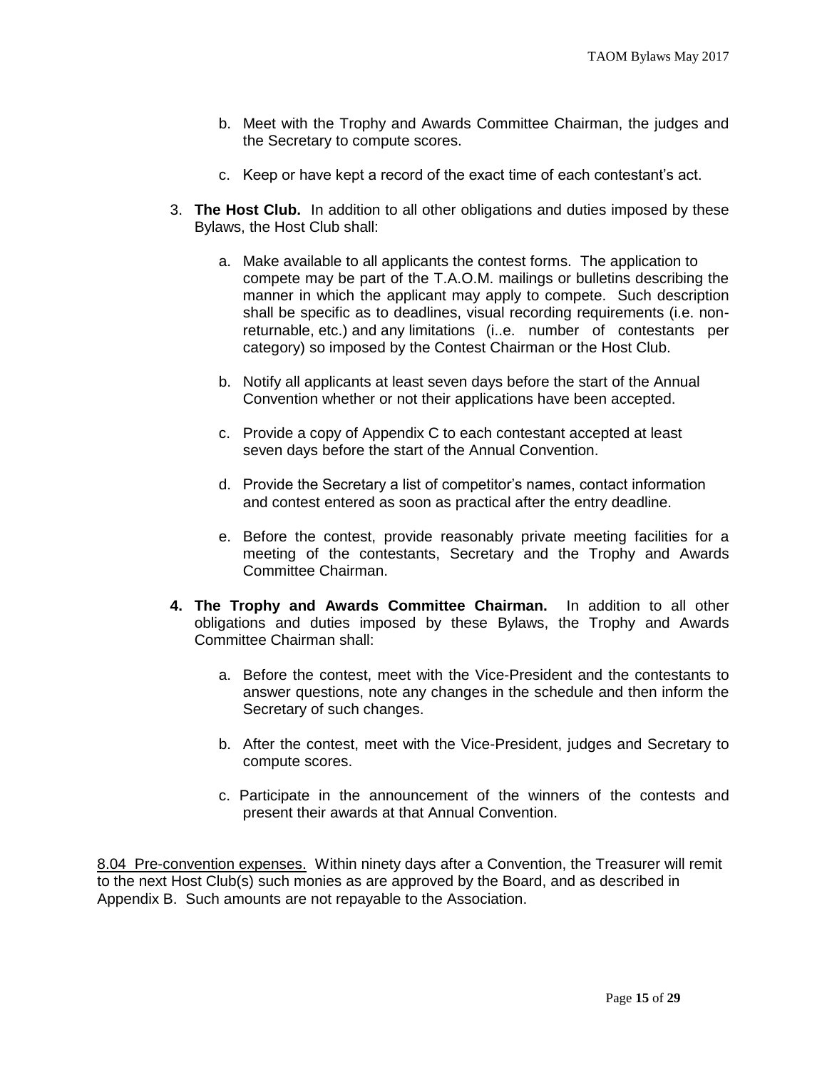b. Meet with the Trophy and Awards Committee Chairman, the judges and the Secretary to compute scores.

c. Keep or have kept a record of the exact time of each contestant's act.

3. **The Host Club.** In addition to all other obligations and duties imposed by these Bylaws, the Host Club shall:

    a. Make available to all applicants the contest forms. The application to compete may be part of the T.A.O.M. mailings or bulletins describing the manner in which the applicant may apply to compete. Such description shall be specific as to deadlines, visual recording requirements (i.e. non-returnable, etc.) and any limitations (i..e. number of contestants per category) so imposed by the Contest Chairman or the Host Club.

    b. Notify all applicants at least seven days before the start of the Annual Convention whether or not their applications have been accepted.

    c. Provide a copy of Appendix C to each contestant accepted at least seven days before the start of the Annual Convention.

    d. Provide the Secretary a list of competitor's names, contact information and contest entered as soon as practical after the entry deadline.

    e. Before the contest, provide reasonably private meeting facilities for a meeting of the contestants, Secretary and the Trophy and Awards Committee Chairman.

4. **The Trophy and Awards Committee Chairman.** In addition to all other obligations and duties imposed by these Bylaws, the Trophy and Awards Committee Chairman shall:

    a. Before the contest, meet with the Vice-President and the contestants to answer questions, note any changes in the schedule and then inform the Secretary of such changes.

    b. After the contest, meet with the Vice-President, judges and Secretary to compute scores.

    c. Participate in the announcement of the winners of the contests and present their awards at that Annual Convention.

<u>8.04 Pre-convention expenses.</u> Within ninety days after a Convention, the Treasurer will remit to the next Host Club(s) such monies as are approved by the Board, and as described in Appendix B. Such amounts are not repayable to the Association.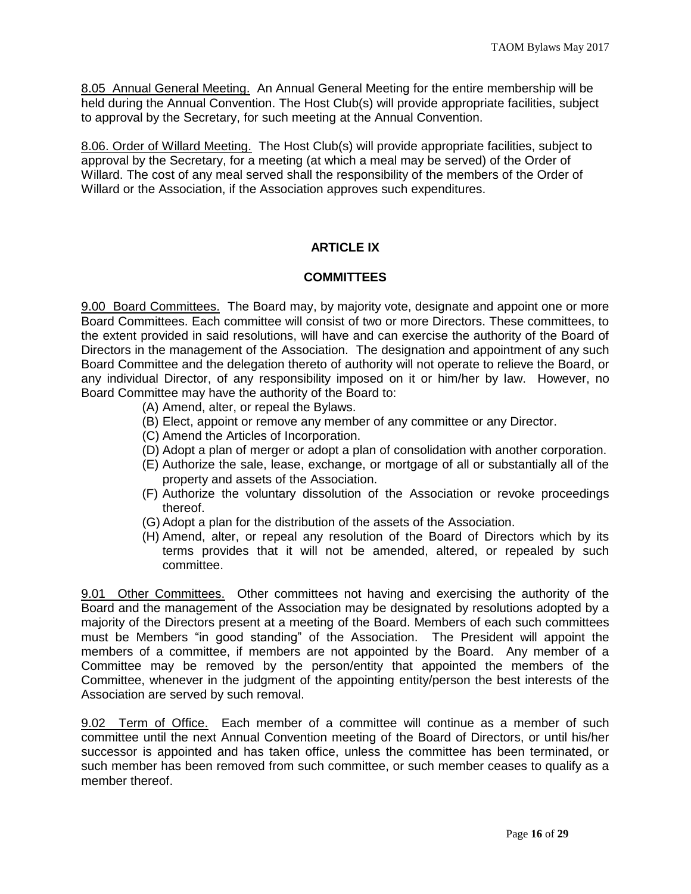8.05 Annual General Meeting. An Annual General Meeting for the entire membership will be held during the Annual Convention. The Host Club(s) will provide appropriate facilities, subject to approval by the Secretary, for such meeting at the Annual Convention.

8.06. Order of Willard Meeting. The Host Club(s) will provide appropriate facilities, subject to approval by the Secretary, for a meeting (at which a meal may be served) of the Order of Willard. The cost of any meal served shall the responsibility of the members of the Order of Willard or the Association, if the Association approves such expenditures.

## ARTICLE IX

## COMMITTEES

9.00 Board Committees. The Board may, by majority vote, designate and appoint one or more Board Committees. Each committee will consist of two or more Directors. These committees, to the extent provided in said resolutions, will have and can exercise the authority of the Board of Directors in the management of the Association. The designation and appointment of any such Board Committee and the delegation thereto of authority will not operate to relieve the Board, or any individual Director, of any responsibility imposed on it or him/her by law. However, no Board Committee may have the authority of the Board to:

(A) Amend, alter, or repeal the Bylaws.
(B) Elect, appoint or remove any member of any committee or any Director.
(C) Amend the Articles of Incorporation.
(D) Adopt a plan of merger or adopt a plan of consolidation with another corporation.
(E) Authorize the sale, lease, exchange, or mortgage of all or substantially all of the property and assets of the Association.
(F) Authorize the voluntary dissolution of the Association or revoke proceedings thereof.
(G) Adopt a plan for the distribution of the assets of the Association.
(H) Amend, alter, or repeal any resolution of the Board of Directors which by its terms provides that it will not be amended, altered, or repealed by such committee.

9.01 Other Committees. Other committees not having and exercising the authority of the Board and the management of the Association may be designated by resolutions adopted by a majority of the Directors present at a meeting of the Board. Members of each such committees must be Members "in good standing" of the Association. The President will appoint the members of a committee, if members are not appointed by the Board. Any member of a Committee may be removed by the person/entity that appointed the members of the Committee, whenever in the judgment of the appointing entity/person the best interests of the Association are served by such removal.

9.02 Term of Office. Each member of a committee will continue as a member of such committee until the next Annual Convention meeting of the Board of Directors, or until his/her successor is appointed and has taken office, unless the committee has been terminated, or such member has been removed from such committee, or such member ceases to qualify as a member thereof.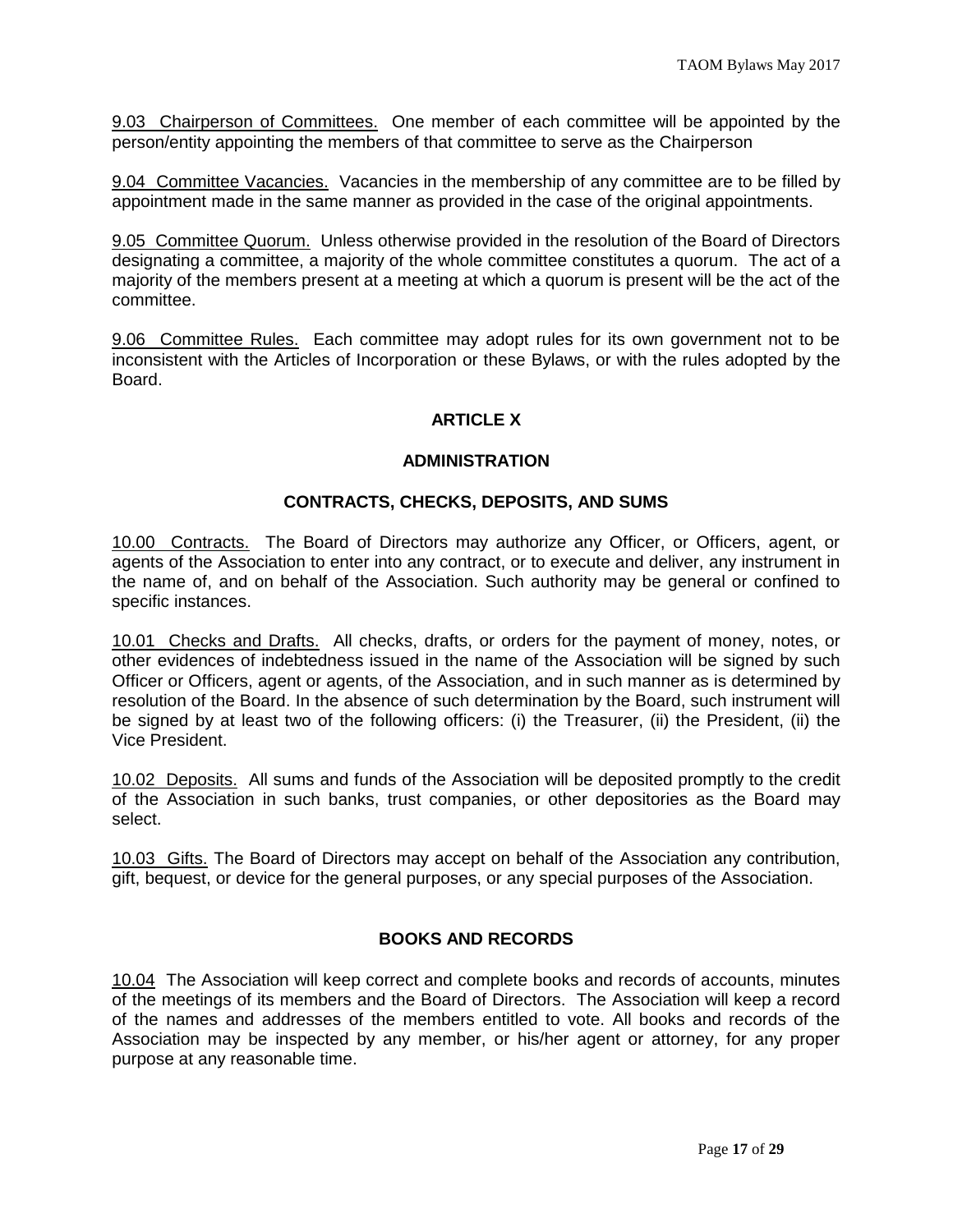<u>9.03 Chairperson of Committees.</u> One member of each committee will be appointed by the person/entity appointing the members of that committee to serve as the Chairperson

<u>9.04 Committee Vacancies.</u> Vacancies in the membership of any committee are to be filled by appointment made in the same manner as provided in the case of the original appointments.

<u>9.05 Committee Quorum.</u> Unless otherwise provided in the resolution of the Board of Directors designating a committee, a majority of the whole committee constitutes a quorum. The act of a majority of the members present at a meeting at which a quorum is present will be the act of the committee.

<u>9.06 Committee Rules.</u> Each committee may adopt rules for its own government not to be inconsistent with the Articles of Incorporation or these Bylaws, or with the rules adopted by the Board.

## ARTICLE X

## ADMINISTRATION

### CONTRACTS, CHECKS, DEPOSITS, AND SUMS

<u>10.00 Contracts.</u> The Board of Directors may authorize any Officer, or Officers, agent, or agents of the Association to enter into any contract, or to execute and deliver, any instrument in the name of, and on behalf of the Association. Such authority may be general or confined to specific instances.

<u>10.01 Checks and Drafts.</u> All checks, drafts, or orders for the payment of money, notes, or other evidences of indebtedness issued in the name of the Association will be signed by such Officer or Officers, agent or agents, of the Association, and in such manner as is determined by resolution of the Board. In the absence of such determination by the Board, such instrument will be signed by at least two of the following officers: (i) the Treasurer, (ii) the President, (ii) the Vice President.

<u>10.02 Deposits.</u> All sums and funds of the Association will be deposited promptly to the credit of the Association in such banks, trust companies, or other depositories as the Board may select.

<u>10.03 Gifts.</u> The Board of Directors may accept on behalf of the Association any contribution, gift, bequest, or device for the general purposes, or any special purposes of the Association.

### BOOKS AND RECORDS

<u>10.04</u> The Association will keep correct and complete books and records of accounts, minutes of the meetings of its members and the Board of Directors. The Association will keep a record of the names and addresses of the members entitled to vote. All books and records of the Association may be inspected by any member, or his/her agent or attorney, for any proper purpose at any reasonable time.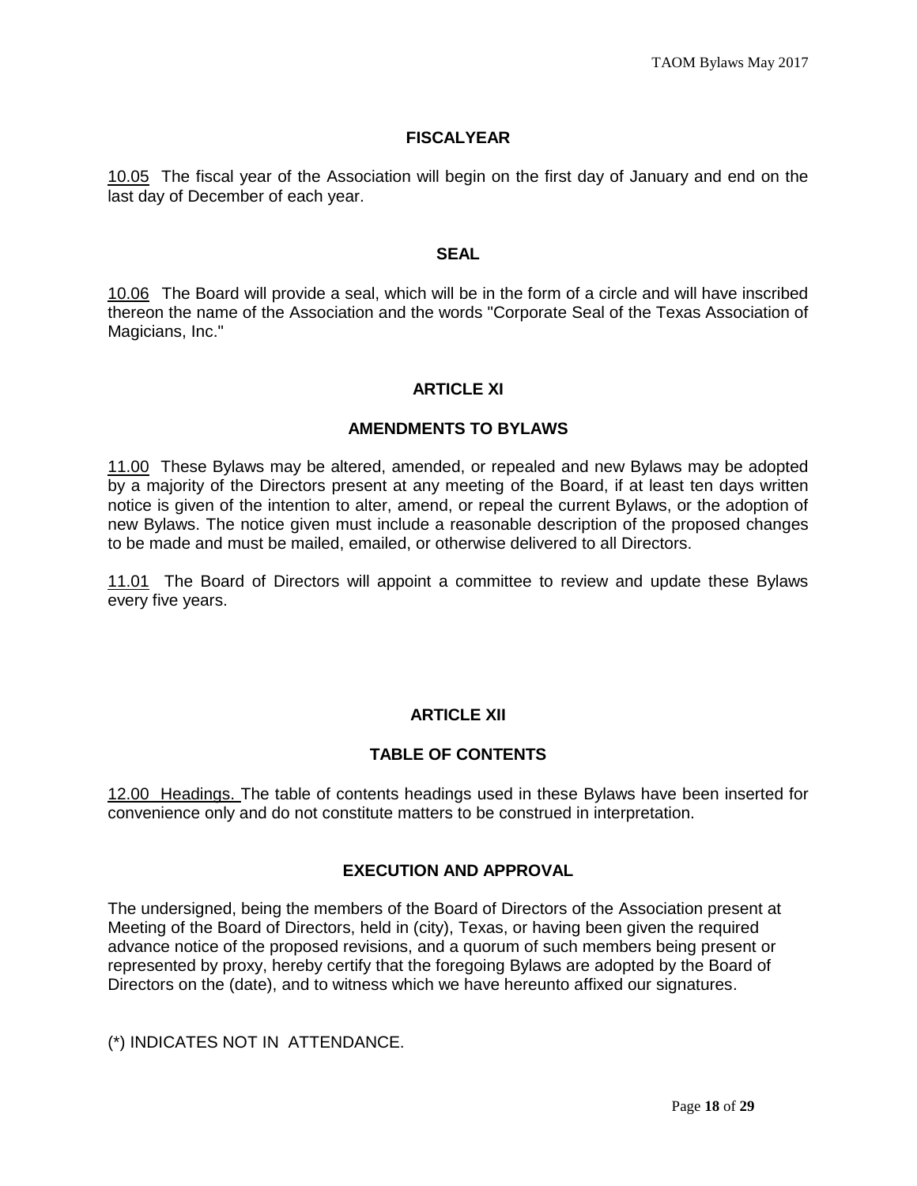### FISCALYEAR

10.05 The fiscal year of the Association will begin on the first day of January and end on the last day of December of each year.

### SEAL

10.06 The Board will provide a seal, which will be in the form of a circle and will have inscribed thereon the name of the Association and the words "Corporate Seal of the Texas Association of Magicians, Inc."

## ARTICLE XI

### AMENDMENTS TO BYLAWS

11.00 These Bylaws may be altered, amended, or repealed and new Bylaws may be adopted by a majority of the Directors present at any meeting of the Board, if at least ten days written notice is given of the intention to alter, amend, or repeal the current Bylaws, or the adoption of new Bylaws. The notice given must include a reasonable description of the proposed changes to be made and must be mailed, emailed, or otherwise delivered to all Directors.

11.01 The Board of Directors will appoint a committee to review and update these Bylaws every five years.

## ARTICLE XII

### TABLE OF CONTENTS

12.00 Headings. The table of contents headings used in these Bylaws have been inserted for convenience only and do not constitute matters to be construed in interpretation.

### EXECUTION AND APPROVAL

The undersigned, being the members of the Board of Directors of the Association present at Meeting of the Board of Directors, held in (city), Texas, or having been given the required advance notice of the proposed revisions, and a quorum of such members being present or represented by proxy, hereby certify that the foregoing Bylaws are adopted by the Board of Directors on the (date), and to witness which we have hereunto affixed our signatures.

(*) INDICATES NOT IN ATTENDANCE.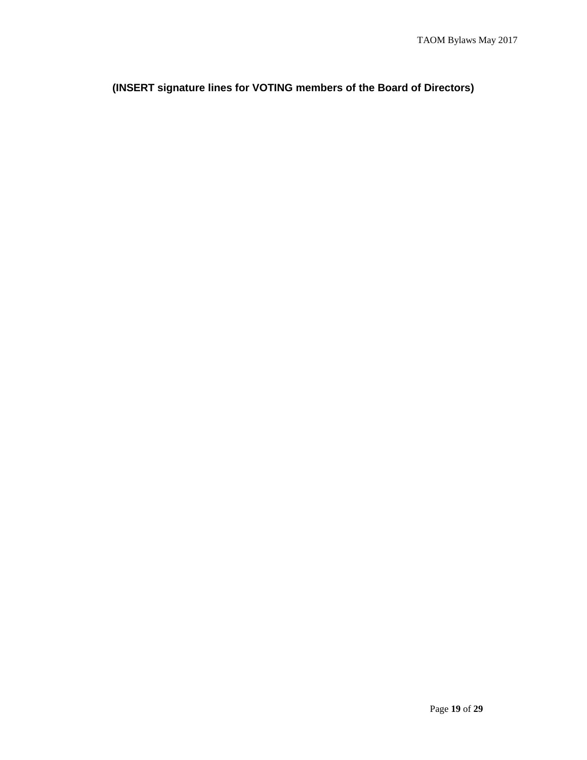**(INSERT signature lines for VOTING members of the Board of Directors)**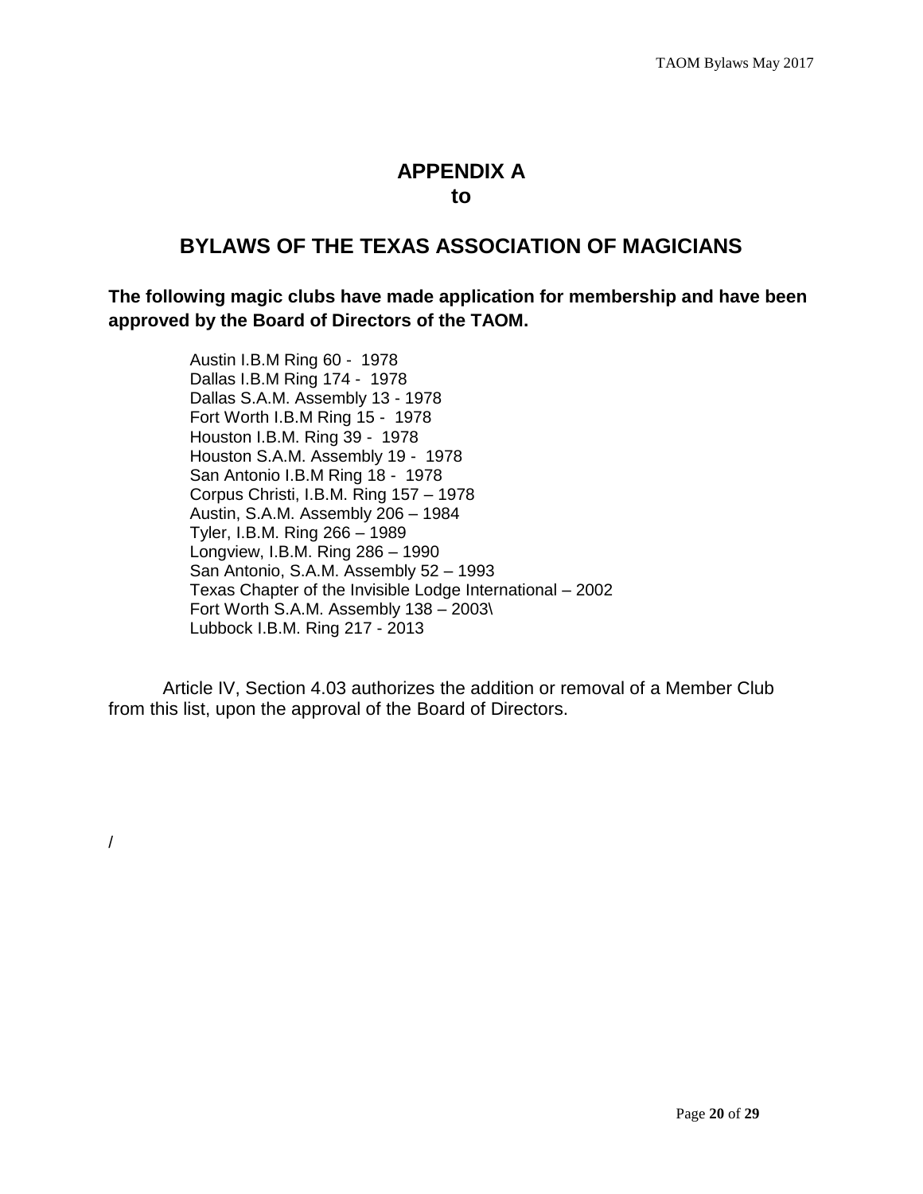# APPENDIX A
# to

## BYLAWS OF THE TEXAS ASSOCIATION OF MAGICIANS

**The following magic clubs have made application for membership and have been approved by the Board of Directors of the TAOM.**

Austin I.B.M Ring 60 - 1978
Dallas I.B.M Ring 174 - 1978
Dallas S.A.M. Assembly 13 - 1978
Fort Worth I.B.M Ring 15 - 1978
Houston I.B.M. Ring 39 - 1978
Houston S.A.M. Assembly 19 - 1978
San Antonio I.B.M Ring 18 - 1978
Corpus Christi, I.B.M. Ring 157 – 1978
Austin, S.A.M. Assembly 206 – 1984
Tyler, I.B.M. Ring 266 – 1989
Longview, I.B.M. Ring 286 – 1990
San Antonio, S.A.M. Assembly 52 – 1993
Texas Chapter of the Invisible Lodge International – 2002
Fort Worth S.A.M. Assembly 138 – 2003\
Lubbock I.B.M. Ring 217 - 2013

Article IV, Section 4.03 authorizes the addition or removal of a Member Club from this list, upon the approval of the Board of Directors.

/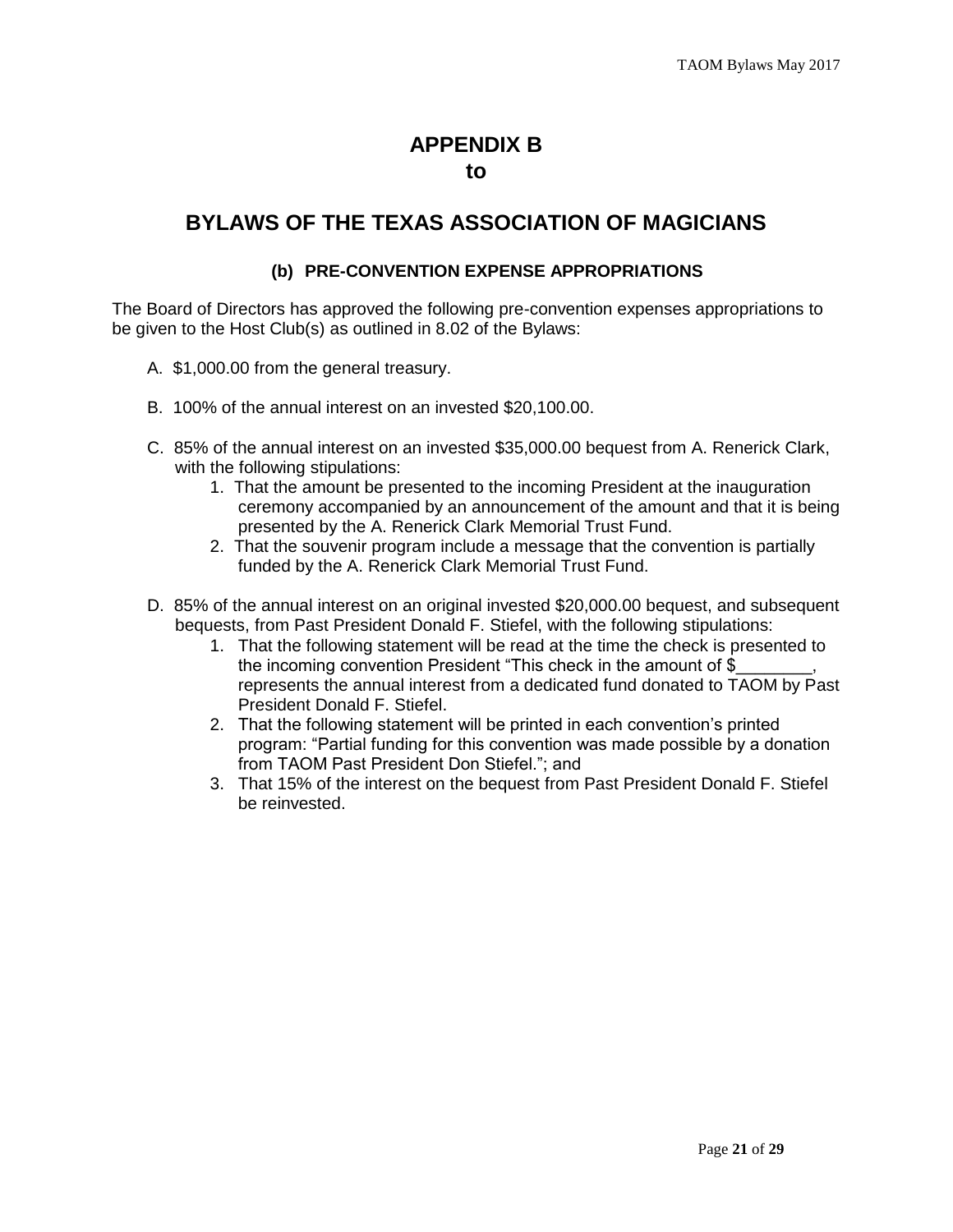# APPENDIX B
# to

# BYLAWS OF THE TEXAS ASSOCIATION OF MAGICIANS

### (b) PRE-CONVENTION EXPENSE APPROPRIATIONS

The Board of Directors has approved the following pre-convention expenses appropriations to be given to the Host Club(s) as outlined in 8.02 of the Bylaws:

A. $1,000.00 from the general treasury.

B. 100% of the annual interest on an invested $20,100.00.

C. 85% of the annual interest on an invested $35,000.00 bequest from A. Renerick Clark, with the following stipulations:
   1. That the amount be presented to the incoming President at the inauguration ceremony accompanied by an announcement of the amount and that it is being presented by the A. Renerick Clark Memorial Trust Fund.
   2. That the souvenir program include a message that the convention is partially funded by the A. Renerick Clark Memorial Trust Fund.

D. 85% of the annual interest on an original invested $20,000.00 bequest, and subsequent bequests, from Past President Donald F. Stiefel, with the following stipulations:
   1. That the following statement will be read at the time the check is presented to the incoming convention President "This check in the amount of $________, represents the annual interest from a dedicated fund donated to TAOM by Past President Donald F. Stiefel.
   2. That the following statement will be printed in each convention's printed program: "Partial funding for this convention was made possible by a donation from TAOM Past President Don Stiefel."; and
   3. That 15% of the interest on the bequest from Past President Donald F. Stiefel be reinvested.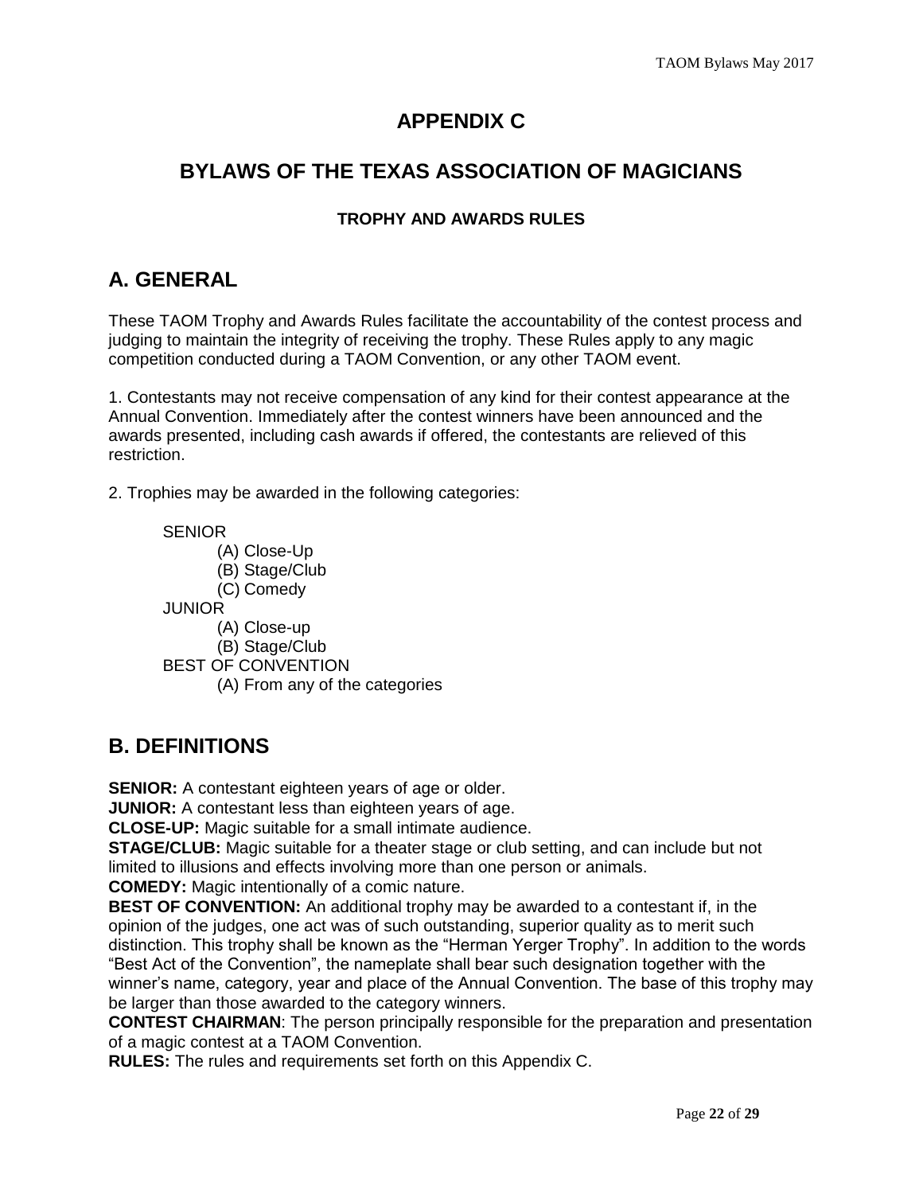# APPENDIX C

## BYLAWS OF THE TEXAS ASSOCIATION OF MAGICIANS

### TROPHY AND AWARDS RULES

## A. GENERAL

These TAOM Trophy and Awards Rules facilitate the accountability of the contest process and judging to maintain the integrity of receiving the trophy. These Rules apply to any magic competition conducted during a TAOM Convention, or any other TAOM event.

1. Contestants may not receive compensation of any kind for their contest appearance at the Annual Convention. Immediately after the contest winners have been announced and the awards presented, including cash awards if offered, the contestants are relieved of this restriction.

2. Trophies may be awarded in the following categories:

SENIOR
- (A) Close-Up
- (B) Stage/Club
- (C) Comedy

JUNIOR
- (A) Close-up
- (B) Stage/Club

BEST OF CONVENTION
- (A) From any of the categories

## B. DEFINITIONS

**SENIOR:** A contestant eighteen years of age or older.
**JUNIOR:** A contestant less than eighteen years of age.
**CLOSE-UP:** Magic suitable for a small intimate audience.
**STAGE/CLUB:** Magic suitable for a theater stage or club setting, and can include but not limited to illusions and effects involving more than one person or animals.
**COMEDY:** Magic intentionally of a comic nature.
**BEST OF CONVENTION:** An additional trophy may be awarded to a contestant if, in the opinion of the judges, one act was of such outstanding, superior quality as to merit such distinction. This trophy shall be known as the "Herman Yerger Trophy". In addition to the words "Best Act of the Convention", the nameplate shall bear such designation together with the winner's name, category, year and place of the Annual Convention. The base of this trophy may be larger than those awarded to the category winners.
**CONTEST CHAIRMAN**: The person principally responsible for the preparation and presentation of a magic contest at a TAOM Convention.
**RULES:** The rules and requirements set forth on this Appendix C.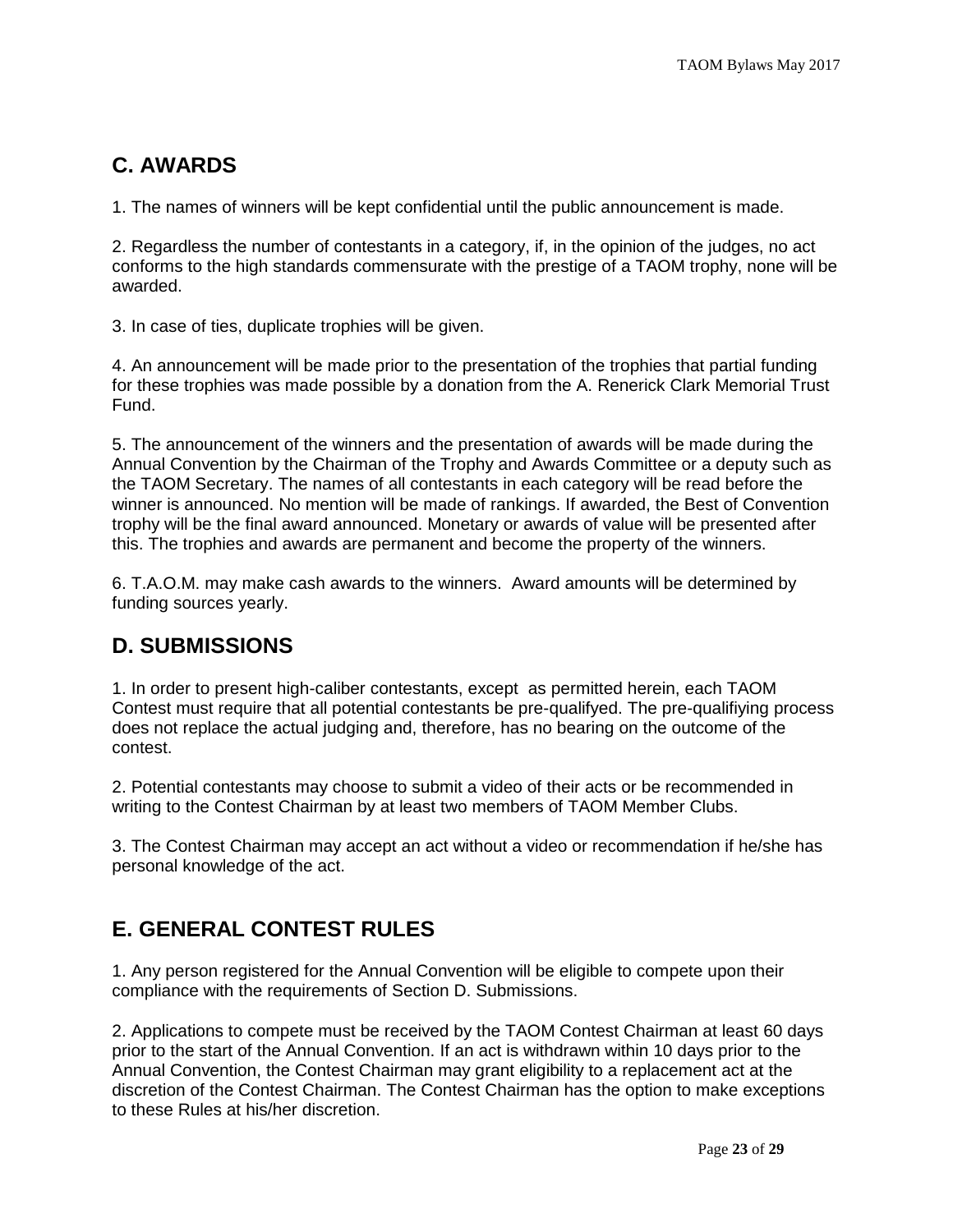## C. AWARDS

1. The names of winners will be kept confidential until the public announcement is made.

2. Regardless the number of contestants in a category, if, in the opinion of the judges, no act conforms to the high standards commensurate with the prestige of a TAOM trophy, none will be awarded.

3. In case of ties, duplicate trophies will be given.

4. An announcement will be made prior to the presentation of the trophies that partial funding for these trophies was made possible by a donation from the A. Renerick Clark Memorial Trust Fund.

5. The announcement of the winners and the presentation of awards will be made during the Annual Convention by the Chairman of the Trophy and Awards Committee or a deputy such as the TAOM Secretary. The names of all contestants in each category will be read before the winner is announced. No mention will be made of rankings. If awarded, the Best of Convention trophy will be the final award announced. Monetary or awards of value will be presented after this. The trophies and awards are permanent and become the property of the winners.

6. T.A.O.M. may make cash awards to the winners.  Award amounts will be determined by funding sources yearly.

## D. SUBMISSIONS

1. In order to present high-caliber contestants, except  as permitted herein, each TAOM Contest must require that all potential contestants be pre-qualifyed. The pre-qualifiying process does not replace the actual judging and, therefore, has no bearing on the outcome of the contest.

2. Potential contestants may choose to submit a video of their acts or be recommended in writing to the Contest Chairman by at least two members of TAOM Member Clubs.

3. The Contest Chairman may accept an act without a video or recommendation if he/she has personal knowledge of the act.

## E. GENERAL CONTEST RULES

1. Any person registered for the Annual Convention will be eligible to compete upon their compliance with the requirements of Section D. Submissions.

2. Applications to compete must be received by the TAOM Contest Chairman at least 60 days prior to the start of the Annual Convention. If an act is withdrawn within 10 days prior to the Annual Convention, the Contest Chairman may grant eligibility to a replacement act at the discretion of the Contest Chairman. The Contest Chairman has the option to make exceptions to these Rules at his/her discretion.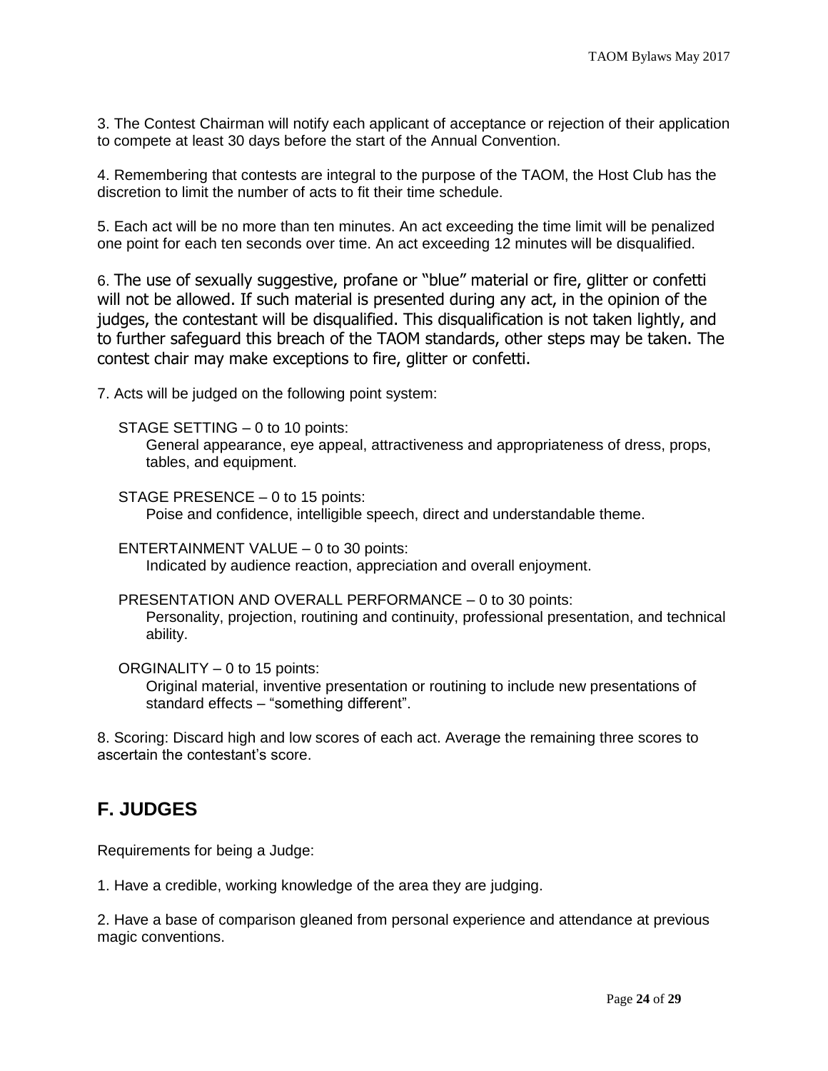3. The Contest Chairman will notify each applicant of acceptance or rejection of their application to compete at least 30 days before the start of the Annual Convention.

4. Remembering that contests are integral to the purpose of the TAOM, the Host Club has the discretion to limit the number of acts to fit their time schedule.

5. Each act will be no more than ten minutes. An act exceeding the time limit will be penalized one point for each ten seconds over time. An act exceeding 12 minutes will be disqualified.

6. The use of sexually suggestive, profane or "blue" material or fire, glitter or confetti will not be allowed. If such material is presented during any act, in the opinion of the judges, the contestant will be disqualified. This disqualification is not taken lightly, and to further safeguard this breach of the TAOM standards, other steps may be taken. The contest chair may make exceptions to fire, glitter or confetti.

7. Acts will be judged on the following point system:

STAGE SETTING – 0 to 10 points:
General appearance, eye appeal, attractiveness and appropriateness of dress, props, tables, and equipment.

STAGE PRESENCE – 0 to 15 points:
Poise and confidence, intelligible speech, direct and understandable theme.

ENTERTAINMENT VALUE – 0 to 30 points:
Indicated by audience reaction, appreciation and overall enjoyment.

PRESENTATION AND OVERALL PERFORMANCE – 0 to 30 points:
Personality, projection, routining and continuity, professional presentation, and technical ability.

ORGINALITY – 0 to 15 points:
Original material, inventive presentation or routining to include new presentations of standard effects – "something different".

8. Scoring: Discard high and low scores of each act. Average the remaining three scores to ascertain the contestant's score.

## F. JUDGES

Requirements for being a Judge:

1. Have a credible, working knowledge of the area they are judging.

2. Have a base of comparison gleaned from personal experience and attendance at previous magic conventions.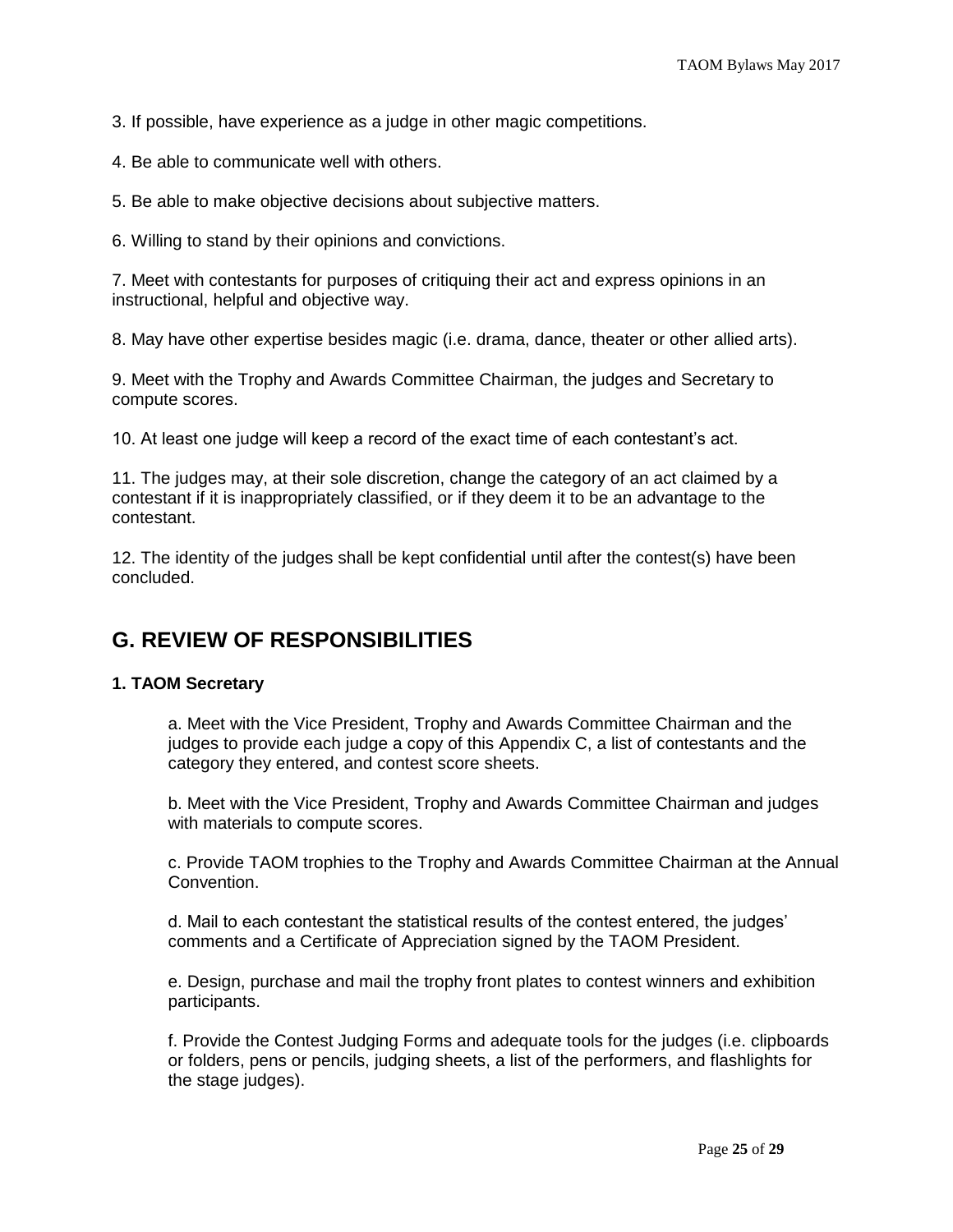3. If possible, have experience as a judge in other magic competitions.

4. Be able to communicate well with others.

5. Be able to make objective decisions about subjective matters.

6. Willing to stand by their opinions and convictions.

7. Meet with contestants for purposes of critiquing their act and express opinions in an instructional, helpful and objective way.

8. May have other expertise besides magic (i.e. drama, dance, theater or other allied arts).

9. Meet with the Trophy and Awards Committee Chairman, the judges and Secretary to compute scores.

10. At least one judge will keep a record of the exact time of each contestant's act.

11. The judges may, at their sole discretion, change the category of an act claimed by a contestant if it is inappropriately classified, or if they deem it to be an advantage to the contestant.

12. The identity of the judges shall be kept confidential until after the contest(s) have been concluded.

## G. REVIEW OF RESPONSIBILITIES

**1. TAOM Secretary**

a. Meet with the Vice President, Trophy and Awards Committee Chairman and the judges to provide each judge a copy of this Appendix C, a list of contestants and the category they entered, and contest score sheets.

b. Meet with the Vice President, Trophy and Awards Committee Chairman and judges with materials to compute scores.

c. Provide TAOM trophies to the Trophy and Awards Committee Chairman at the Annual Convention.

d. Mail to each contestant the statistical results of the contest entered, the judges' comments and a Certificate of Appreciation signed by the TAOM President.

e. Design, purchase and mail the trophy front plates to contest winners and exhibition participants.

f. Provide the Contest Judging Forms and adequate tools for the judges (i.e. clipboards or folders, pens or pencils, judging sheets, a list of the performers, and flashlights for the stage judges).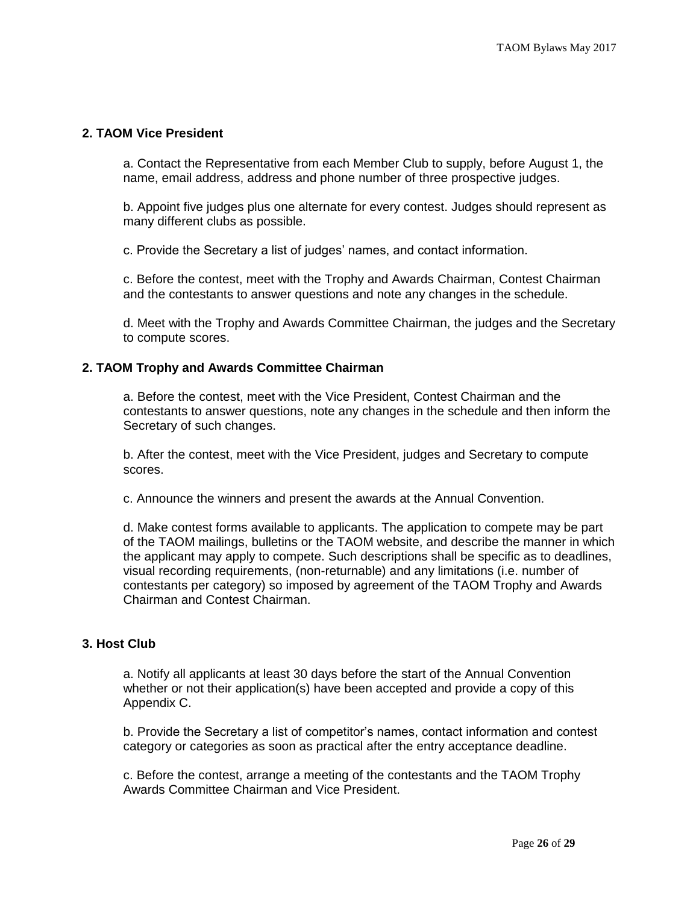**2. TAOM Vice President**

a. Contact the Representative from each Member Club to supply, before August 1, the name, email address, address and phone number of three prospective judges.

b. Appoint five judges plus one alternate for every contest. Judges should represent as many different clubs as possible.

c. Provide the Secretary a list of judges' names, and contact information.

c. Before the contest, meet with the Trophy and Awards Chairman, Contest Chairman and the contestants to answer questions and note any changes in the schedule.

d. Meet with the Trophy and Awards Committee Chairman, the judges and the Secretary to compute scores.

**2. TAOM Trophy and Awards Committee Chairman**

a. Before the contest, meet with the Vice President, Contest Chairman and the contestants to answer questions, note any changes in the schedule and then inform the Secretary of such changes.

b. After the contest, meet with the Vice President, judges and Secretary to compute scores.

c. Announce the winners and present the awards at the Annual Convention.

d. Make contest forms available to applicants. The application to compete may be part of the TAOM mailings, bulletins or the TAOM website, and describe the manner in which the applicant may apply to compete. Such descriptions shall be specific as to deadlines, visual recording requirements, (non-returnable) and any limitations (i.e. number of contestants per category) so imposed by agreement of the TAOM Trophy and Awards Chairman and Contest Chairman.

**3. Host Club**

a. Notify all applicants at least 30 days before the start of the Annual Convention whether or not their application(s) have been accepted and provide a copy of this Appendix C.

b. Provide the Secretary a list of competitor's names, contact information and contest category or categories as soon as practical after the entry acceptance deadline.

c. Before the contest, arrange a meeting of the contestants and the TAOM Trophy Awards Committee Chairman and Vice President.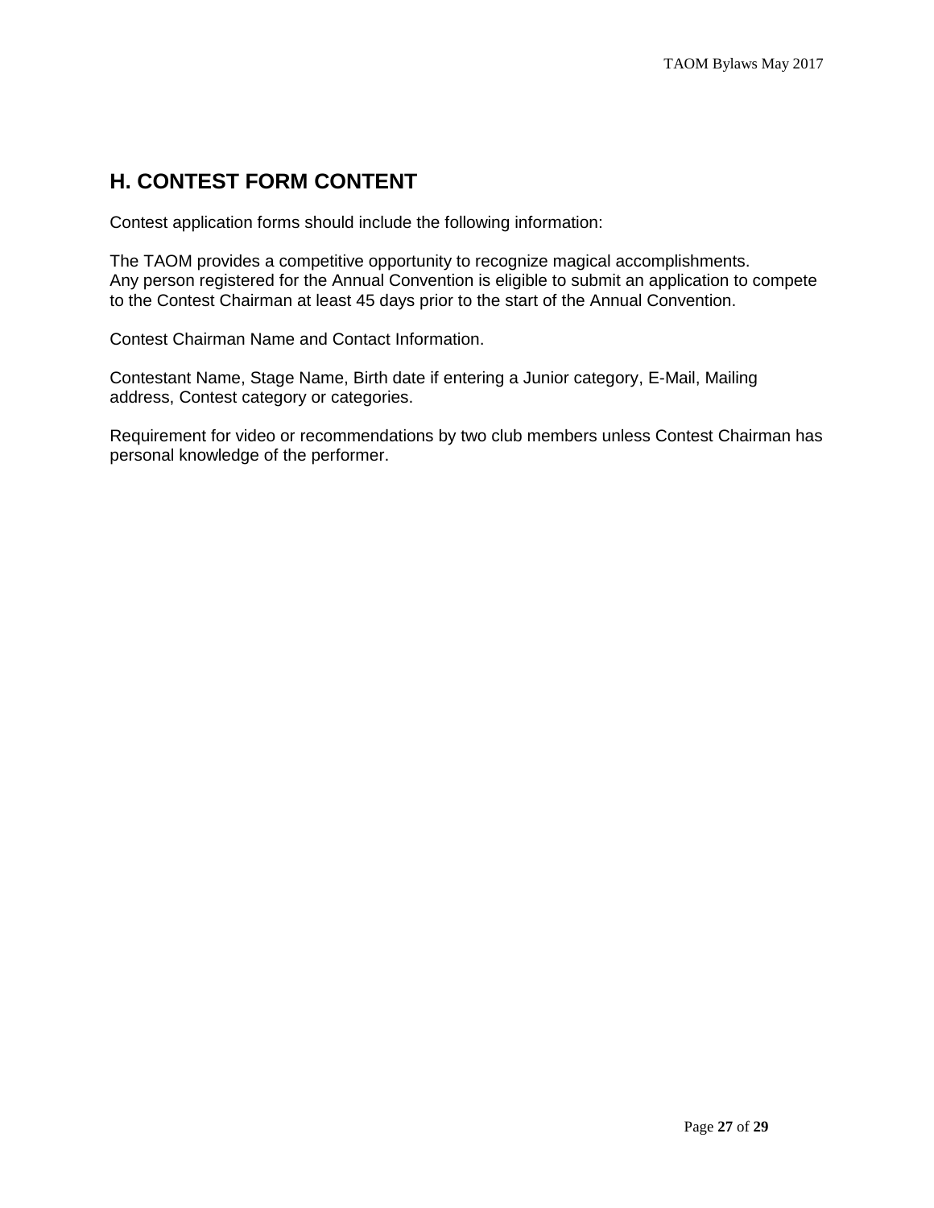## H. CONTEST FORM CONTENT

Contest application forms should include the following information:

The TAOM provides a competitive opportunity to recognize magical accomplishments.
Any person registered for the Annual Convention is eligible to submit an application to compete to the Contest Chairman at least 45 days prior to the start of the Annual Convention.

Contest Chairman Name and Contact Information.

Contestant Name, Stage Name, Birth date if entering a Junior category, E-Mail, Mailing address, Contest category or categories.

Requirement for video or recommendations by two club members unless Contest Chairman has personal knowledge of the performer.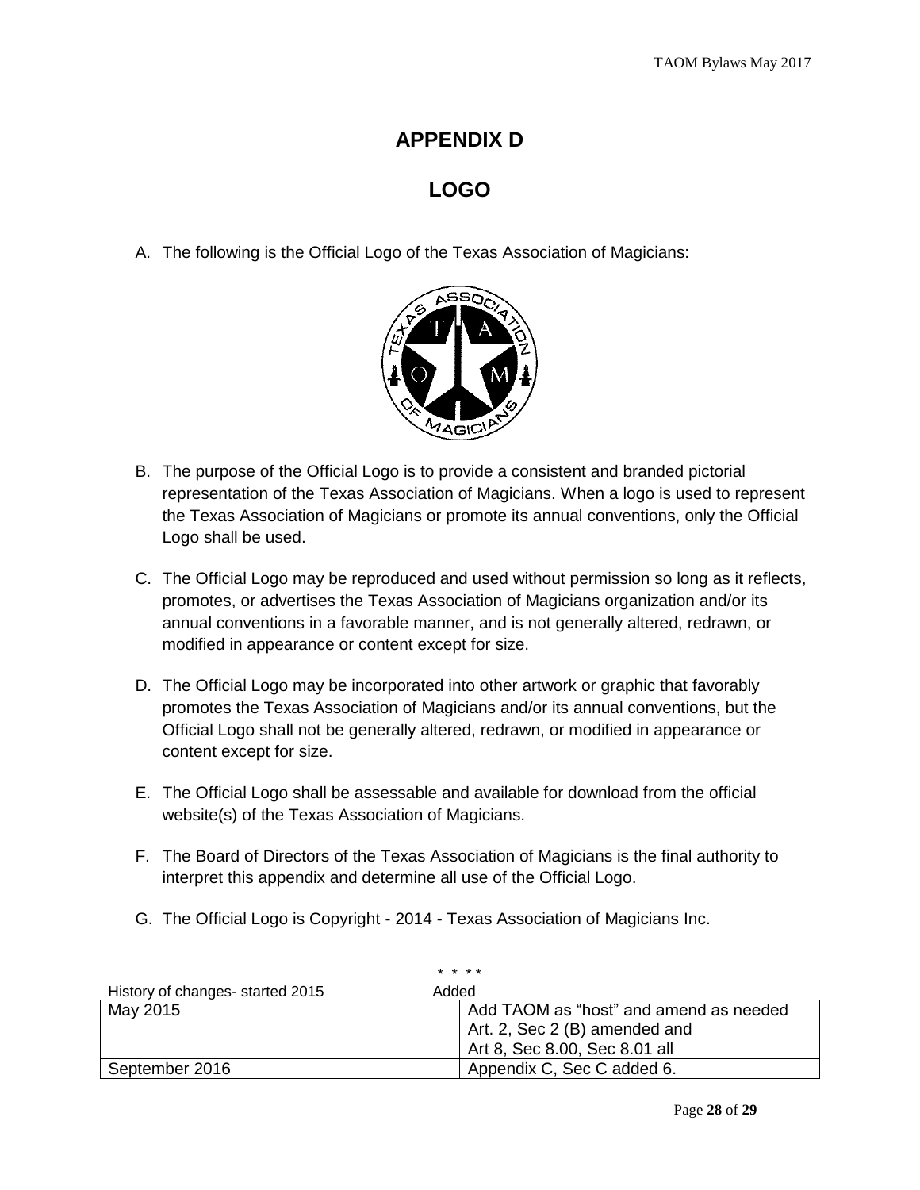# APPENDIX D

# LOGO

A. The following is the Official Logo of the Texas Association of Magicians:

B. The purpose of the Official Logo is to provide a consistent and branded pictorial representation of the Texas Association of Magicians. When a logo is used to represent the Texas Association of Magicians or promote its annual conventions, only the Official Logo shall be used.

C. The Official Logo may be reproduced and used without permission so long as it reflects, promotes, or advertises the Texas Association of Magicians organization and/or its annual conventions in a favorable manner, and is not generally altered, redrawn, or modified in appearance or content except for size.

D. The Official Logo may be incorporated into other artwork or graphic that favorably promotes the Texas Association of Magicians and/or its annual conventions, but the Official Logo shall not be generally altered, redrawn, or modified in appearance or content except for size.

E. The Official Logo shall be assessable and available for download from the official website(s) of the Texas Association of Magicians.

F. The Board of Directors of the Texas Association of Magicians is the final authority to interpret this appendix and determine all use of the Official Logo.

G. The Official Logo is Copyright - 2014 - Texas Association of Magicians Inc.

\* \* \* \*

| History of changes- started 2015 | Added |
|---|---|
| May 2015 | Add TAOM as "host" and amend as needed Art. 2, Sec 2 (B) amended and Art 8, Sec 8.00, Sec 8.01 all |
| September 2016 | Appendix C, Sec C added 6. |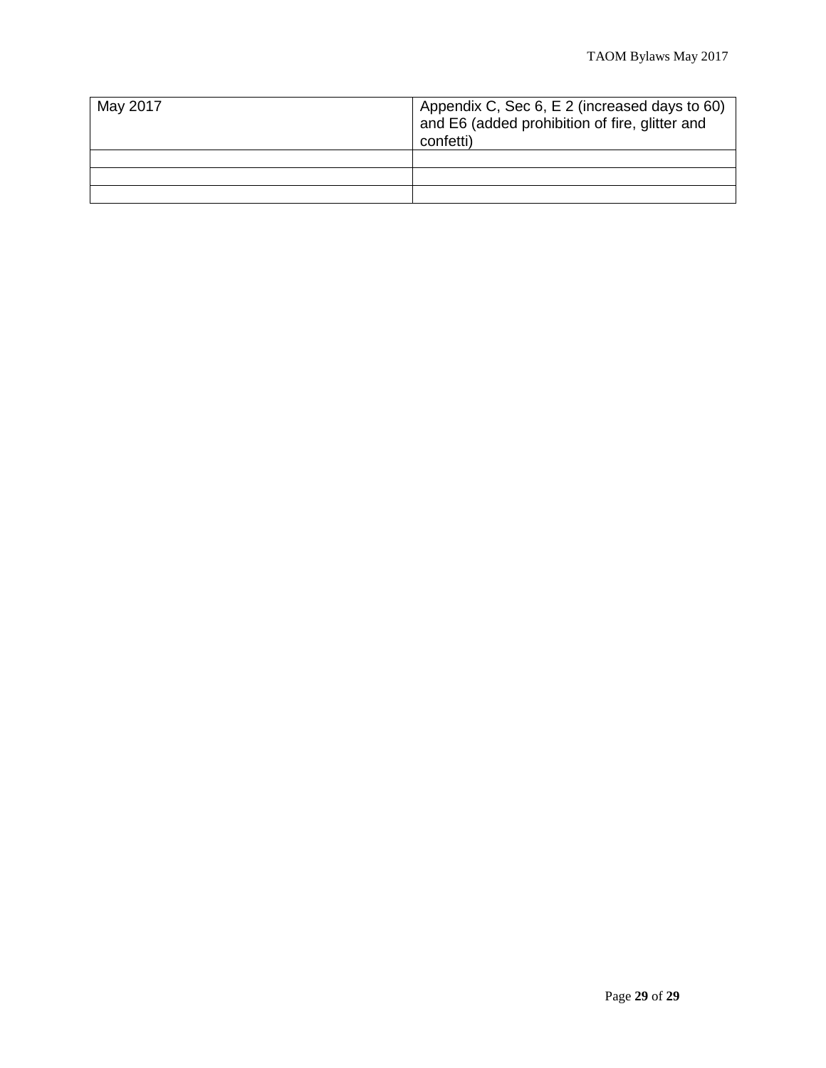| | |
|---|---|
| May 2017 | Appendix C, Sec 6, E 2 (increased days to 60) and E6 (added prohibition of fire, glitter and confetti) |
| | |
| | |
| | |